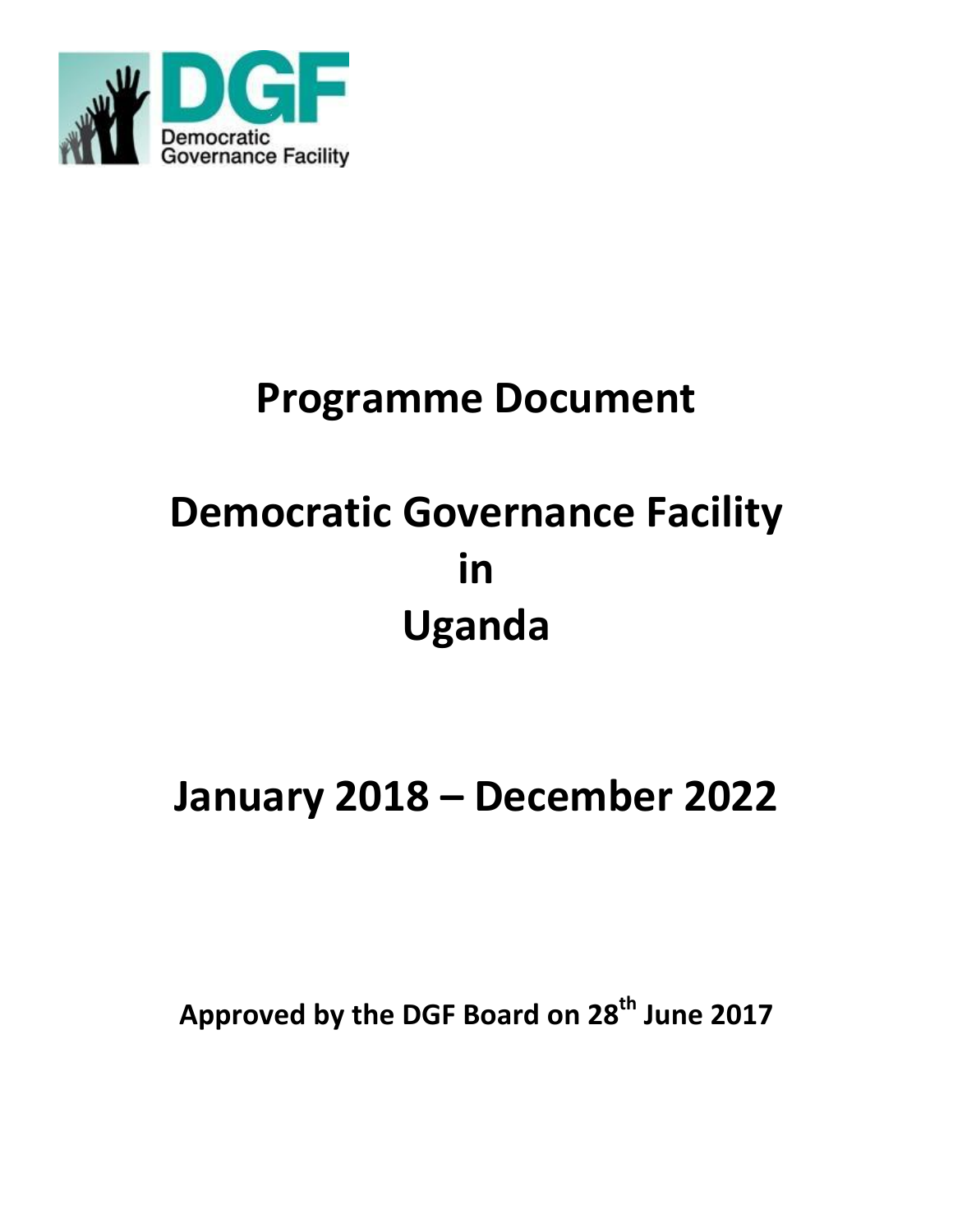DGF

Democratic Governance Facility

# Programme Document

# Democratic Governance Facility in Uganda

# January 2018 – December 2022

**Approved by the DGF Board on 28th June 2017**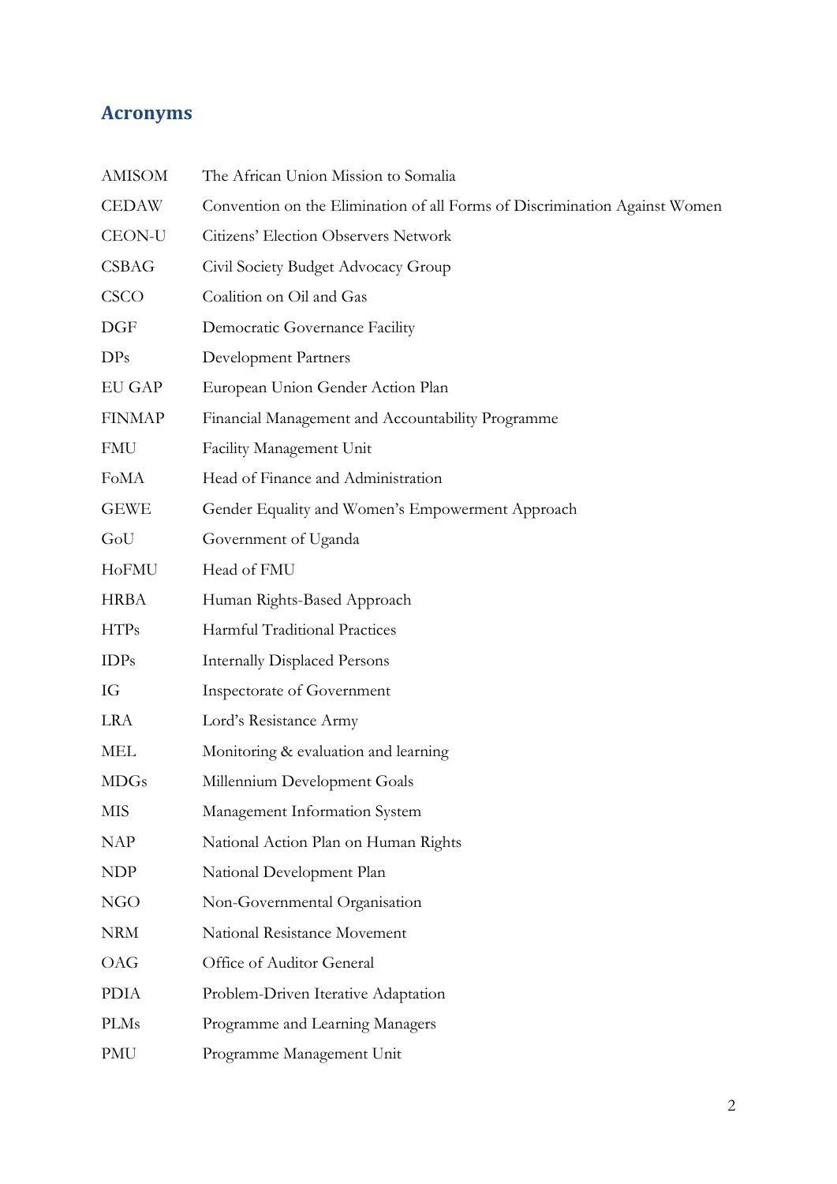## Acronyms

| | |
|---|---|
| AMISOM | The African Union Mission to Somalia |
| CEDAW | Convention on the Elimination of all Forms of Discrimination Against Women |
| CEON-U | Citizens' Election Observers Network |
| CSBAG | Civil Society Budget Advocacy Group |
| CSCO | Coalition on Oil and Gas |
| DGF | Democratic Governance Facility |
| DPs | Development Partners |
| EU GAP | European Union Gender Action Plan |
| FINMAP | Financial Management and Accountability Programme |
| FMU | Facility Management Unit |
| FoMA | Head of Finance and Administration |
| GEWE | Gender Equality and Women's Empowerment Approach |
| GoU | Government of Uganda |
| HoFMU | Head of FMU |
| HRBA | Human Rights-Based Approach |
| HTPs | Harmful Traditional Practices |
| IDPs | Internally Displaced Persons |
| IG | Inspectorate of Government |
| LRA | Lord's Resistance Army |
| MEL | Monitoring & evaluation and learning |
| MDGs | Millennium Development Goals |
| MIS | Management Information System |
| NAP | National Action Plan on Human Rights |
| NDP | National Development Plan |
| NGO | Non-Governmental Organisation |
| NRM | National Resistance Movement |
| OAG | Office of Auditor General |
| PDIA | Problem-Driven Iterative Adaptation |
| PLMs | Programme and Learning Managers |
| PMU | Programme Management Unit |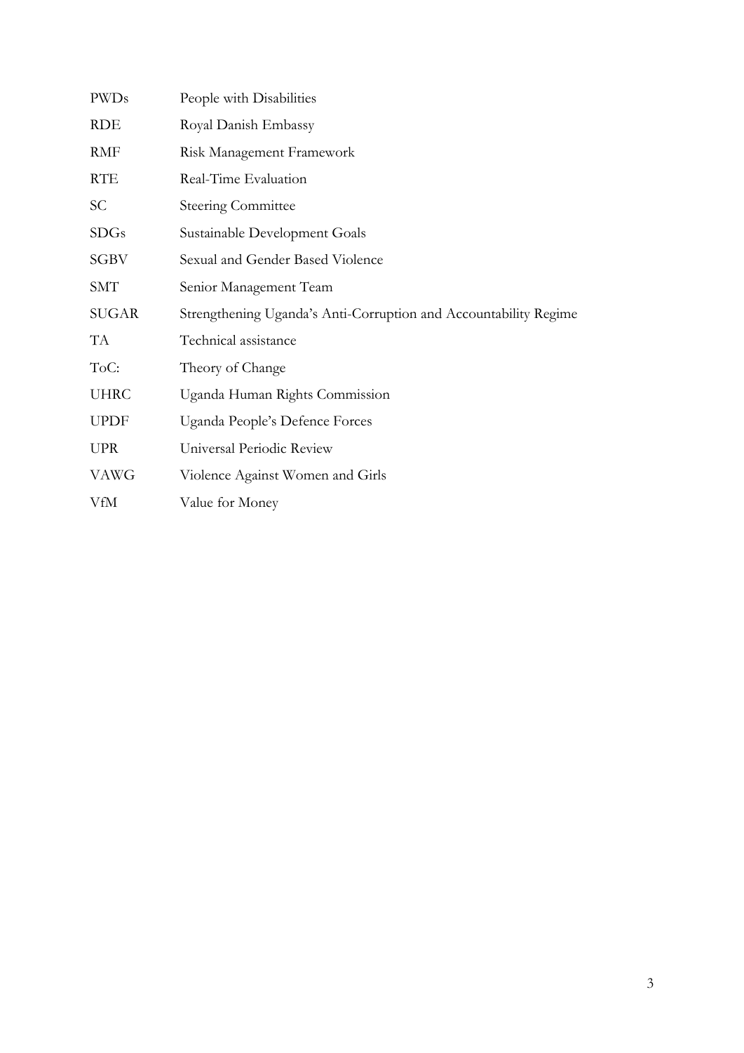| | |
|---|---|
| PWDs | People with Disabilities |
| RDE | Royal Danish Embassy |
| RMF | Risk Management Framework |
| RTE | Real-Time Evaluation |
| SC | Steering Committee |
| SDGs | Sustainable Development Goals |
| SGBV | Sexual and Gender Based Violence |
| SMT | Senior Management Team |
| SUGAR | Strengthening Uganda's Anti-Corruption and Accountability Regime |
| TA | Technical assistance |
| ToC: | Theory of Change |
| UHRC | Uganda Human Rights Commission |
| UPDF | Uganda People's Defence Forces |
| UPR | Universal Periodic Review |
| VAWG | Violence Against Women and Girls |
| VfM | Value for Money |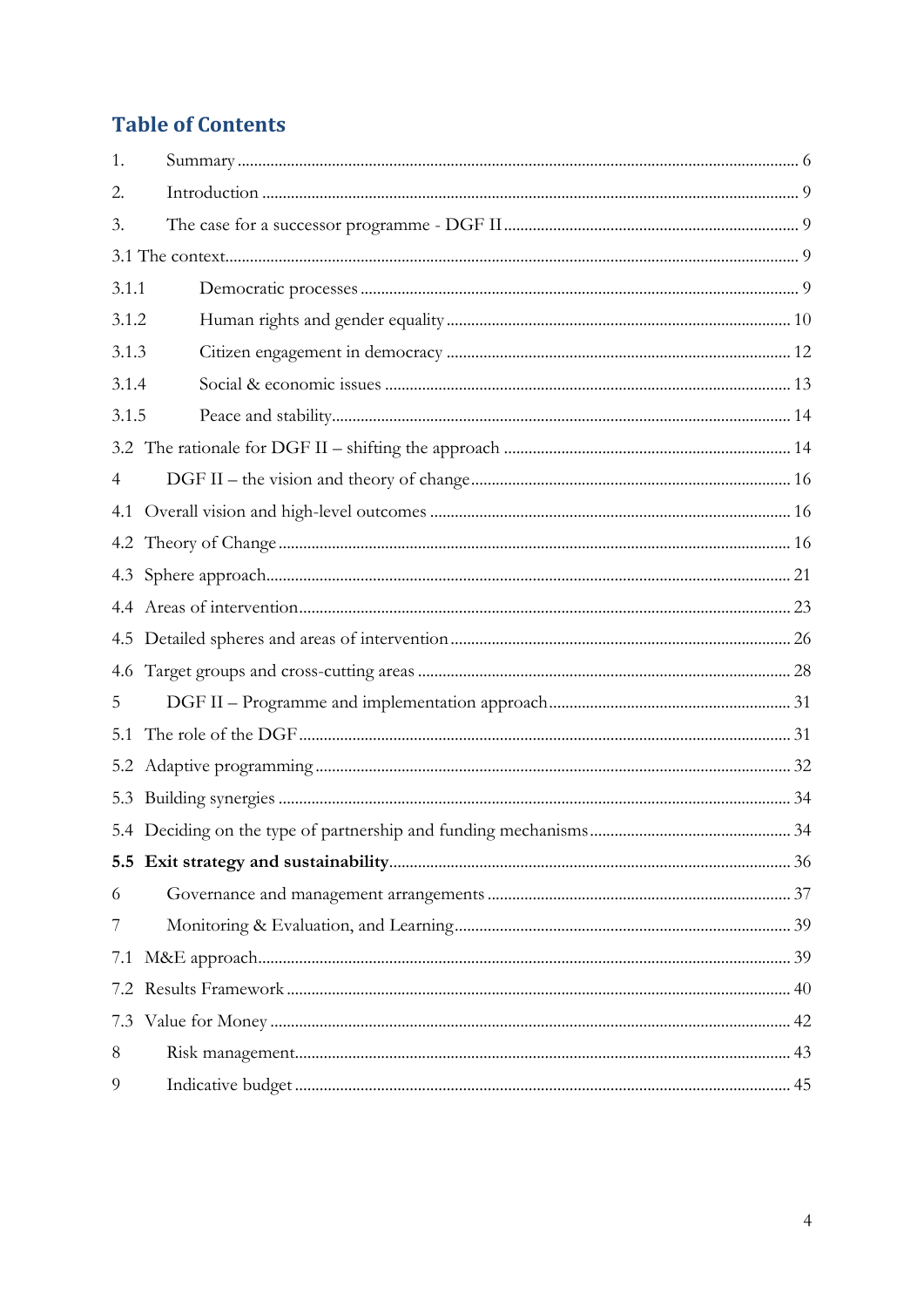## Table of Contents

1. Summary ........ 6
2. Introduction ........ 9
3. The case for a successor programme - DGF II ........ 9

3.1 The context ........ 9

3.1.1 Democratic processes ........ 9

3.1.2 Human rights and gender equality ........ 10

3.1.3 Citizen engagement in democracy ........ 12

3.1.4 Social & economic issues ........ 13

3.1.5 Peace and stability ........ 14

3.2 The rationale for DGF II – shifting the approach ........ 14

4 DGF II – the vision and theory of change ........ 16

4.1 Overall vision and high-level outcomes ........ 16

4.2 Theory of Change ........ 16

4.3 Sphere approach ........ 21

4.4 Areas of intervention ........ 23

4.5 Detailed spheres and areas of intervention ........ 26

4.6 Target groups and cross-cutting areas ........ 28

5 DGF II – Programme and implementation approach ........ 31

5.1 The role of the DGF ........ 31

5.2 Adaptive programming ........ 32

5.3 Building synergies ........ 34

5.4 Deciding on the type of partnership and funding mechanisms ........ 34

**5.5 Exit strategy and sustainability** ........ 36

6 Governance and management arrangements ........ 37

7 Monitoring & Evaluation, and Learning ........ 39

7.1 M&E approach ........ 39

7.2 Results Framework ........ 40

7.3 Value for Money ........ 42

8 Risk management ........ 43

9 Indicative budget ........ 45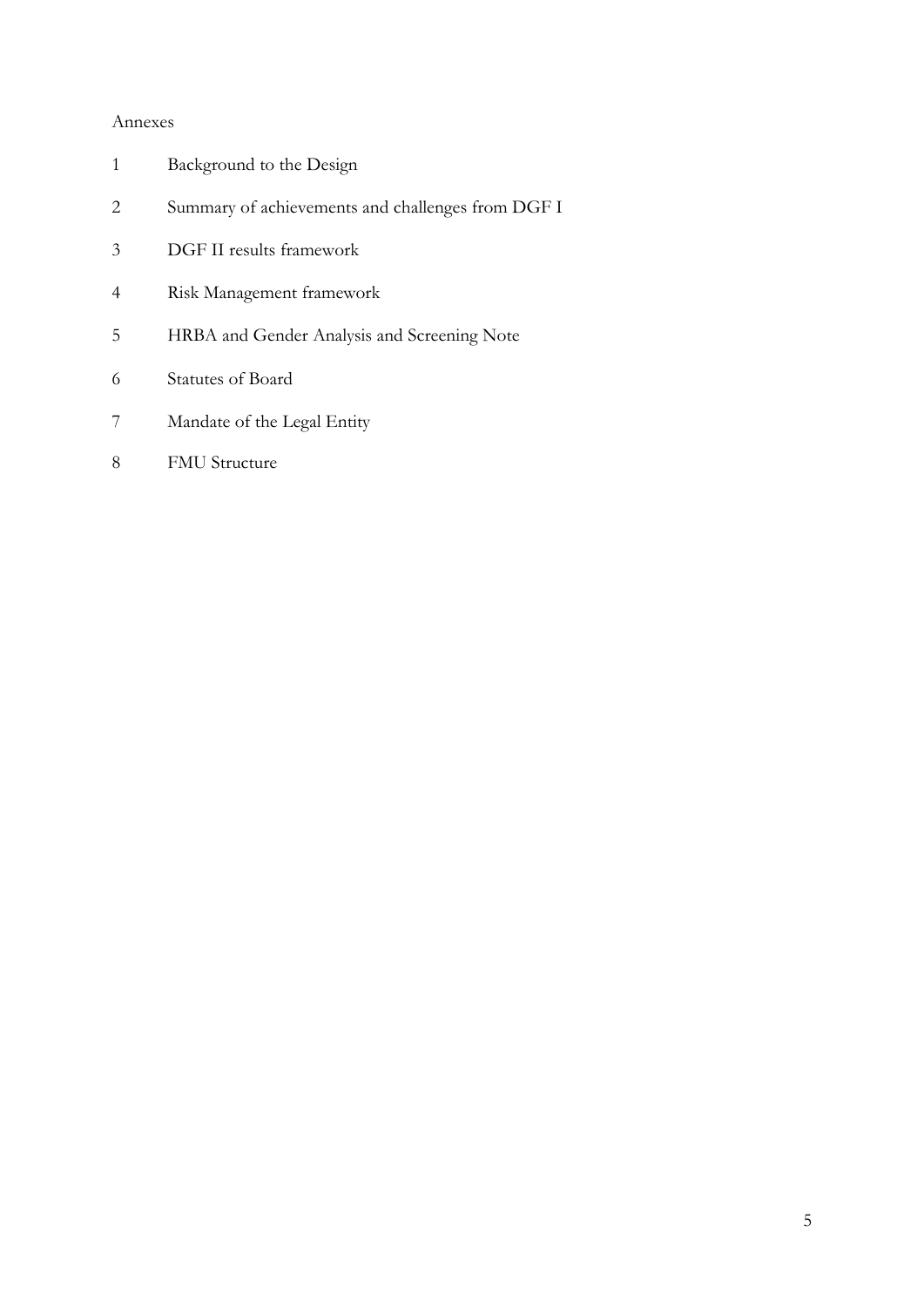Annexes

1 Background to the Design

2 Summary of achievements and challenges from DGF I

3 DGF II results framework

4 Risk Management framework

5 HRBA and Gender Analysis and Screening Note

6 Statutes of Board

7 Mandate of the Legal Entity

8 FMU Structure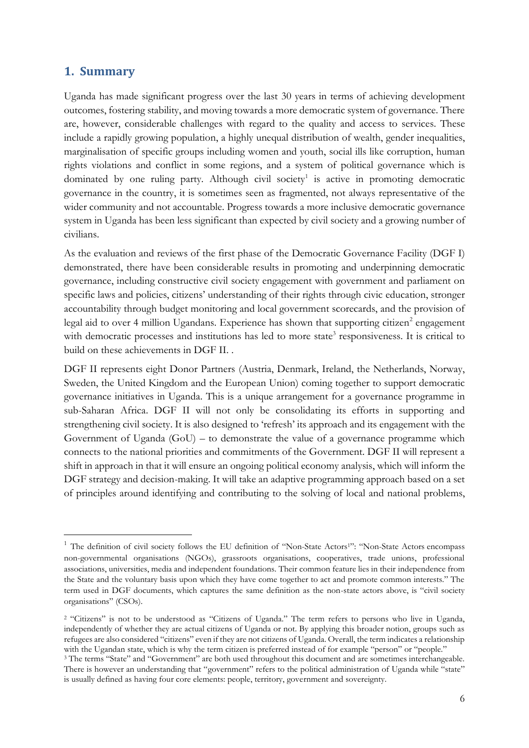## 1. Summary

Uganda has made significant progress over the last 30 years in terms of achieving development outcomes, fostering stability, and moving towards a more democratic system of governance. There are, however, considerable challenges with regard to the quality and access to services. These include a rapidly growing population, a highly unequal distribution of wealth, gender inequalities, marginalisation of specific groups including women and youth, social ills like corruption, human rights violations and conflict in some regions, and a system of political governance which is dominated by one ruling party. Although civil society[1] is active in promoting democratic governance in the country, it is sometimes seen as fragmented, not always representative of the wider community and not accountable. Progress towards a more inclusive democratic governance system in Uganda has been less significant than expected by civil society and a growing number of civilians.

As the evaluation and reviews of the first phase of the Democratic Governance Facility (DGF I) demonstrated, there have been considerable results in promoting and underpinning democratic governance, including constructive civil society engagement with government and parliament on specific laws and policies, citizens' understanding of their rights through civic education, stronger accountability through budget monitoring and local government scorecards, and the provision of legal aid to over 4 million Ugandans. Experience has shown that supporting citizen[2] engagement with democratic processes and institutions has led to more state[3] responsiveness. It is critical to build on these achievements in DGF II. .

DGF II represents eight Donor Partners (Austria, Denmark, Ireland, the Netherlands, Norway, Sweden, the United Kingdom and the European Union) coming together to support democratic governance initiatives in Uganda. This is a unique arrangement for a governance programme in sub-Saharan Africa. DGF II will not only be consolidating its efforts in supporting and strengthening civil society. It is also designed to 'refresh' its approach and its engagement with the Government of Uganda (GoU) – to demonstrate the value of a governance programme which connects to the national priorities and commitments of the Government. DGF II will represent a shift in approach in that it will ensure an ongoing political economy analysis, which will inform the DGF strategy and decision-making. It will take an adaptive programming approach based on a set of principles around identifying and contributing to the solving of local and national problems,

---

[1] The definition of civil society follows the EU definition of "Non-State Actors[1]": "Non-State Actors encompass non-governmental organisations (NGOs), grassroots organisations, cooperatives, trade unions, professional associations, universities, media and independent foundations. Their common feature lies in their independence from the State and the voluntary basis upon which they have come together to act and promote common interests." The term used in DGF documents, which captures the same definition as the non-state actors above, is "civil society organisations" (CSOs).

[2] "Citizens" is not to be understood as "Citizens of Uganda." The term refers to persons who live in Uganda, independently of whether they are actual citizens of Uganda or not. By applying this broader notion, groups such as refugees are also considered "citizens" even if they are not citizens of Uganda. Overall, the term indicates a relationship with the Ugandan state, which is why the term citizen is preferred instead of for example "person" or "people."

[3] The terms "State" and "Government" are both used throughout this document and are sometimes interchangeable. There is however an understanding that "government" refers to the political administration of Uganda while "state" is usually defined as having four core elements: people, territory, government and sovereignty.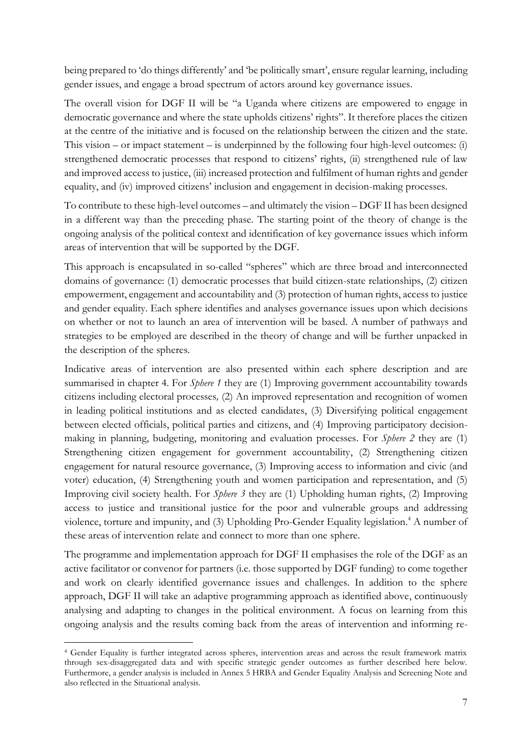being prepared to 'do things differently' and 'be politically smart', ensure regular learning, including gender issues, and engage a broad spectrum of actors around key governance issues.

The overall vision for DGF II will be "a Uganda where citizens are empowered to engage in democratic governance and where the state upholds citizens' rights". It therefore places the citizen at the centre of the initiative and is focused on the relationship between the citizen and the state. This vision – or impact statement – is underpinned by the following four high-level outcomes: (i) strengthened democratic processes that respond to citizens' rights, (ii) strengthened rule of law and improved access to justice, (iii) increased protection and fulfilment of human rights and gender equality, and (iv) improved citizens' inclusion and engagement in decision-making processes.

To contribute to these high-level outcomes – and ultimately the vision – DGF II has been designed in a different way than the preceding phase. The starting point of the theory of change is the ongoing analysis of the political context and identification of key governance issues which inform areas of intervention that will be supported by the DGF.

This approach is encapsulated in so-called "spheres" which are three broad and interconnected domains of governance: (1) democratic processes that build citizen-state relationships, (2) citizen empowerment, engagement and accountability and (3) protection of human rights, access to justice and gender equality. Each sphere identifies and analyses governance issues upon which decisions on whether or not to launch an area of intervention will be based. A number of pathways and strategies to be employed are described in the theory of change and will be further unpacked in the description of the spheres.

Indicative areas of intervention are also presented within each sphere description and are summarised in chapter 4. For *Sphere 1* they are (1) Improving government accountability towards citizens including electoral processes, (2) An improved representation and recognition of women in leading political institutions and as elected candidates, (3) Diversifying political engagement between elected officials, political parties and citizens, and (4) Improving participatory decision-making in planning, budgeting, monitoring and evaluation processes. For *Sphere 2* they are (1) Strengthening citizen engagement for government accountability, (2) Strengthening citizen engagement for natural resource governance, (3) Improving access to information and civic (and voter) education, (4) Strengthening youth and women participation and representation, and (5) Improving civil society health. For *Sphere 3* they are (1) Upholding human rights, (2) Improving access to justice and transitional justice for the poor and vulnerable groups and addressing violence, torture and impunity, and (3) Upholding Pro-Gender Equality legislation.[4] A number of these areas of intervention relate and connect to more than one sphere.

The programme and implementation approach for DGF II emphasises the role of the DGF as an active facilitator or convenor for partners (i.e. those supported by DGF funding) to come together and work on clearly identified governance issues and challenges. In addition to the sphere approach, DGF II will take an adaptive programming approach as identified above, continuously analysing and adapting to changes in the political environment. A focus on learning from this ongoing analysis and the results coming back from the areas of intervention and informing re-

[4] Gender Equality is further integrated across spheres, intervention areas and across the result framework matrix through sex-disaggregated data and with specific strategic gender outcomes as further described here below. Furthermore, a gender analysis is included in Annex 5 HRBA and Gender Equality Analysis and Screening Note and also reflected in the Situational analysis.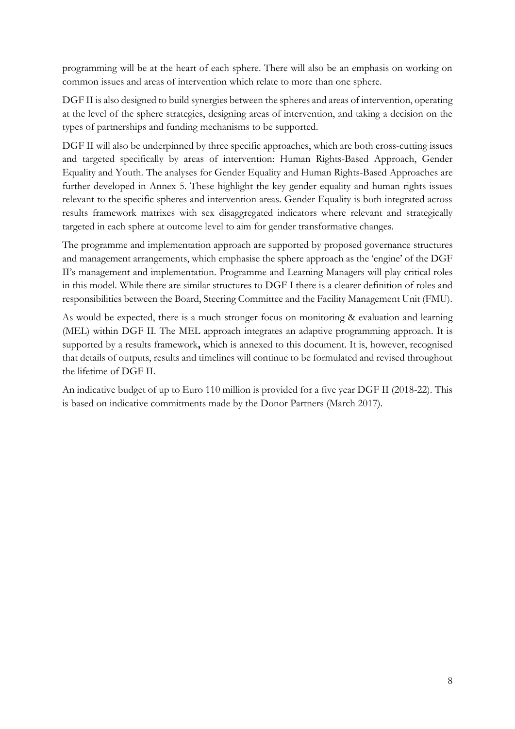programming will be at the heart of each sphere. There will also be an emphasis on working on common issues and areas of intervention which relate to more than one sphere.

DGF II is also designed to build synergies between the spheres and areas of intervention, operating at the level of the sphere strategies, designing areas of intervention, and taking a decision on the types of partnerships and funding mechanisms to be supported.

DGF II will also be underpinned by three specific approaches, which are both cross-cutting issues and targeted specifically by areas of intervention: Human Rights-Based Approach, Gender Equality and Youth. The analyses for Gender Equality and Human Rights-Based Approaches are further developed in Annex 5. These highlight the key gender equality and human rights issues relevant to the specific spheres and intervention areas. Gender Equality is both integrated across results framework matrixes with sex disaggregated indicators where relevant and strategically targeted in each sphere at outcome level to aim for gender transformative changes.

The programme and implementation approach are supported by proposed governance structures and management arrangements, which emphasise the sphere approach as the 'engine' of the DGF II's management and implementation. Programme and Learning Managers will play critical roles in this model. While there are similar structures to DGF I there is a clearer definition of roles and responsibilities between the Board, Steering Committee and the Facility Management Unit (FMU).

As would be expected, there is a much stronger focus on monitoring & evaluation and learning (MEL) within DGF II. The MEL approach integrates an adaptive programming approach. It is supported by a results framework**,** which is annexed to this document. It is, however, recognised that details of outputs, results and timelines will continue to be formulated and revised throughout the lifetime of DGF II.

An indicative budget of up to Euro 110 million is provided for a five year DGF II (2018-22). This is based on indicative commitments made by the Donor Partners (March 2017).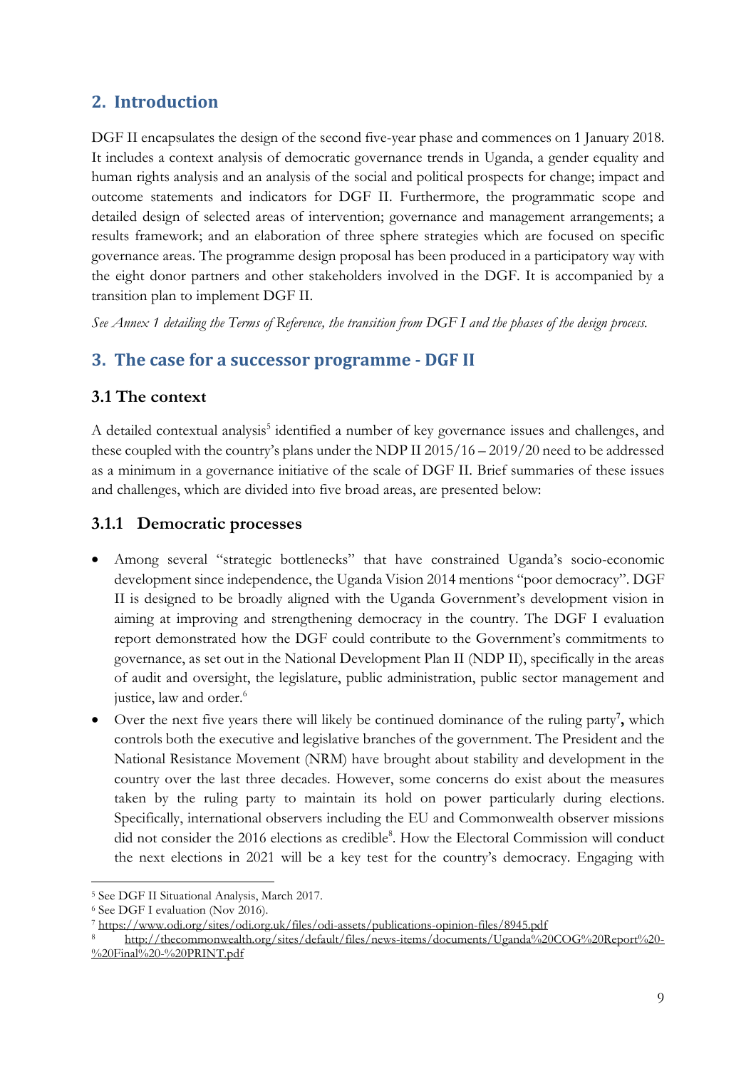## 2. Introduction

DGF II encapsulates the design of the second five-year phase and commences on 1 January 2018. It includes a context analysis of democratic governance trends in Uganda, a gender equality and human rights analysis and an analysis of the social and political prospects for change; impact and outcome statements and indicators for DGF II. Furthermore, the programmatic scope and detailed design of selected areas of intervention; governance and management arrangements; a results framework; and an elaboration of three sphere strategies which are focused on specific governance areas. The programme design proposal has been produced in a participatory way with the eight donor partners and other stakeholders involved in the DGF. It is accompanied by a transition plan to implement DGF II.

*See Annex 1 detailing the Terms of Reference, the transition from DGF I and the phases of the design process.*

## 3. The case for a successor programme - DGF II

### 3.1 The context

A detailed contextual analysis[5] identified a number of key governance issues and challenges, and these coupled with the country's plans under the NDP II 2015/16 – 2019/20 need to be addressed as a minimum in a governance initiative of the scale of DGF II. Brief summaries of these issues and challenges, which are divided into five broad areas, are presented below:

### 3.1.1 Democratic processes

- Among several "strategic bottlenecks" that have constrained Uganda's socio-economic development since independence, the Uganda Vision 2014 mentions "poor democracy". DGF II is designed to be broadly aligned with the Uganda Government's development vision in aiming at improving and strengthening democracy in the country. The DGF I evaluation report demonstrated how the DGF could contribute to the Government's commitments to governance, as set out in the National Development Plan II (NDP II), specifically in the areas of audit and oversight, the legislature, public administration, public sector management and justice, law and order.[6]
- Over the next five years there will likely be continued dominance of the ruling party[7], which controls both the executive and legislative branches of the government. The President and the National Resistance Movement (NRM) have brought about stability and development in the country over the last three decades. However, some concerns do exist about the measures taken by the ruling party to maintain its hold on power particularly during elections. Specifically, international observers including the EU and Commonwealth observer missions did not consider the 2016 elections as credible[8]. How the Electoral Commission will conduct the next elections in 2021 will be a key test for the country's democracy. Engaging with

---

[5] See DGF II Situational Analysis, March 2017.

[6] See DGF I evaluation (Nov 2016).

[7] https://www.odi.org/sites/odi.org.uk/files/odi-assets/publications-opinion-files/8945.pdf

[8] http://thecommonwealth.org/sites/default/files/news-items/documents/Uganda%20COG%20Report%20-%20Final%20-%20PRINT.pdf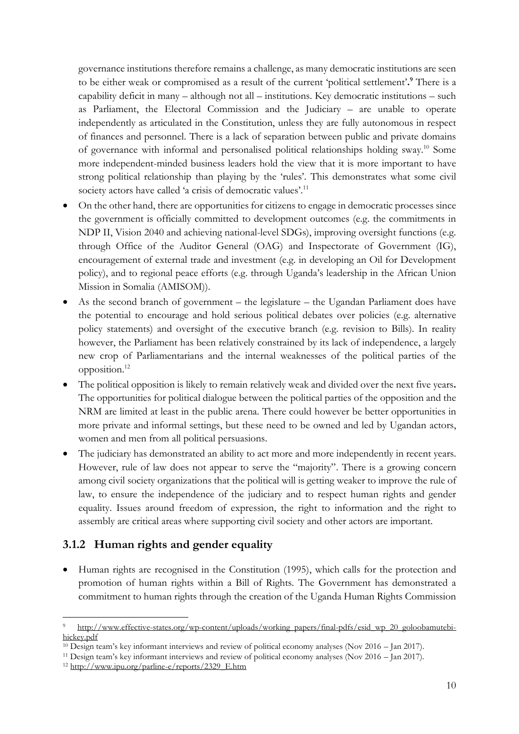governance institutions therefore remains a challenge, as many democratic institutions are seen to be either weak or compromised as a result of the current 'political settlement'.[9] There is a capability deficit in many – although not all – institutions. Key democratic institutions – such as Parliament, the Electoral Commission and the Judiciary – are unable to operate independently as articulated in the Constitution, unless they are fully autonomous in respect of finances and personnel. There is a lack of separation between public and private domains of governance with informal and personalised political relationships holding sway.[10] Some more independent-minded business leaders hold the view that it is more important to have strong political relationship than playing by the 'rules'. This demonstrates what some civil society actors have called 'a crisis of democratic values'.[11]

- On the other hand, there are opportunities for citizens to engage in democratic processes since the government is officially committed to development outcomes (e.g. the commitments in NDP II, Vision 2040 and achieving national-level SDGs), improving oversight functions (e.g. through Office of the Auditor General (OAG) and Inspectorate of Government (IG), encouragement of external trade and investment (e.g. in developing an Oil for Development policy), and to regional peace efforts (e.g. through Uganda's leadership in the African Union Mission in Somalia (AMISOM)).
- As the second branch of government – the legislature – the Ugandan Parliament does have the potential to encourage and hold serious political debates over policies (e.g. alternative policy statements) and oversight of the executive branch (e.g. revision to Bills). In reality however, the Parliament has been relatively constrained by its lack of independence, a largely new crop of Parliamentarians and the internal weaknesses of the political parties of the opposition.[12]
- The political opposition is likely to remain relatively weak and divided over the next five years. The opportunities for political dialogue between the political parties of the opposition and the NRM are limited at least in the public arena. There could however be better opportunities in more private and informal settings, but these need to be owned and led by Ugandan actors, women and men from all political persuasions.
- The judiciary has demonstrated an ability to act more and more independently in recent years. However, rule of law does not appear to serve the "majority". There is a growing concern among civil society organizations that the political will is getting weaker to improve the rule of law, to ensure the independence of the judiciary and to respect human rights and gender equality. Issues around freedom of expression, the right to information and the right to assembly are critical areas where supporting civil society and other actors are important.

### 3.1.2 Human rights and gender equality

- Human rights are recognised in the Constitution (1995), which calls for the protection and promotion of human rights within a Bill of Rights. The Government has demonstrated a commitment to human rights through the creation of the Uganda Human Rights Commission

---

[9] http://www.effective-states.org/wp-content/uploads/working_papers/final-pdfs/esid_wp_20_goloobamutebi-hickey.pdf

[10] Design team's key informant interviews and review of political economy analyses (Nov 2016 – Jan 2017).

[11] Design team's key informant interviews and review of political economy analyses (Nov 2016 – Jan 2017).

[12] http://www.ipu.org/parline-e/reports/2329_E.htm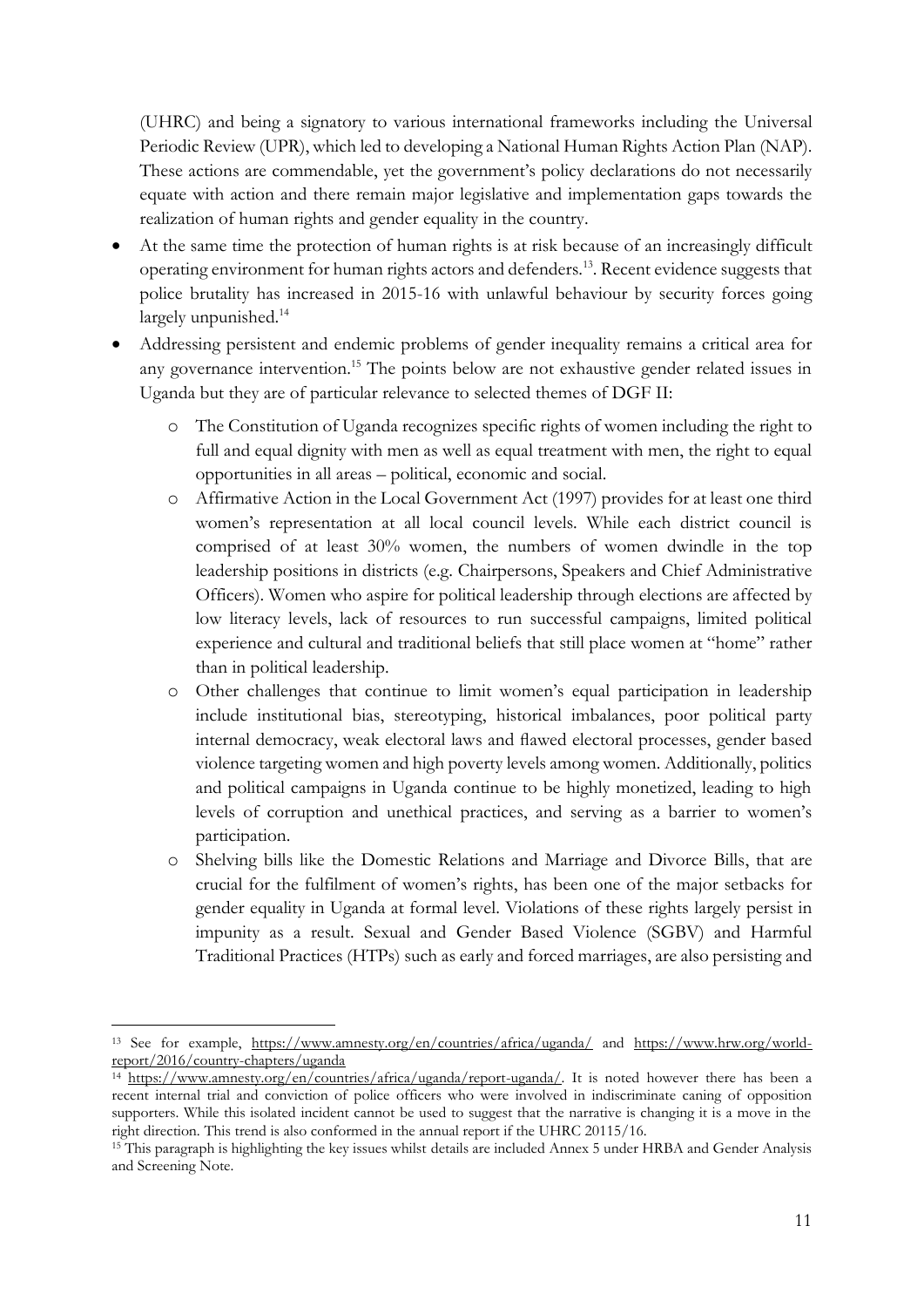(UHRC) and being a signatory to various international frameworks including the Universal Periodic Review (UPR), which led to developing a National Human Rights Action Plan (NAP). These actions are commendable, yet the government's policy declarations do not necessarily equate with action and there remain major legislative and implementation gaps towards the realization of human rights and gender equality in the country.

- At the same time the protection of human rights is at risk because of an increasingly difficult operating environment for human rights actors and defenders.[13]. Recent evidence suggests that police brutality has increased in 2015-16 with unlawful behaviour by security forces going largely unpunished.[14]
- Addressing persistent and endemic problems of gender inequality remains a critical area for any governance intervention.[15] The points below are not exhaustive gender related issues in Uganda but they are of particular relevance to selected themes of DGF II:
  - The Constitution of Uganda recognizes specific rights of women including the right to full and equal dignity with men as well as equal treatment with men, the right to equal opportunities in all areas – political, economic and social.
  - Affirmative Action in the Local Government Act (1997) provides for at least one third women's representation at all local council levels. While each district council is comprised of at least 30% women, the numbers of women dwindle in the top leadership positions in districts (e.g. Chairpersons, Speakers and Chief Administrative Officers). Women who aspire for political leadership through elections are affected by low literacy levels, lack of resources to run successful campaigns, limited political experience and cultural and traditional beliefs that still place women at "home" rather than in political leadership.
  - Other challenges that continue to limit women's equal participation in leadership include institutional bias, stereotyping, historical imbalances, poor political party internal democracy, weak electoral laws and flawed electoral processes, gender based violence targeting women and high poverty levels among women. Additionally, politics and political campaigns in Uganda continue to be highly monetized, leading to high levels of corruption and unethical practices, and serving as a barrier to women's participation.
  - Shelving bills like the Domestic Relations and Marriage and Divorce Bills, that are crucial for the fulfilment of women's rights, has been one of the major setbacks for gender equality in Uganda at formal level. Violations of these rights largely persist in impunity as a result. Sexual and Gender Based Violence (SGBV) and Harmful Traditional Practices (HTPs) such as early and forced marriages, are also persisting and

---

[13] See for example, https://www.amnesty.org/en/countries/africa/uganda/ and https://www.hrw.org/world-report/2016/country-chapters/uganda

[14] https://www.amnesty.org/en/countries/africa/uganda/report-uganda/. It is noted however there has been a recent internal trial and conviction of police officers who were involved in indiscriminate caning of opposition supporters. While this isolated incident cannot be used to suggest that the narrative is changing it is a move in the right direction. This trend is also conformed in the annual report if the UHRC 20115/16.

[15] This paragraph is highlighting the key issues whilst details are included Annex 5 under HRBA and Gender Analysis and Screening Note.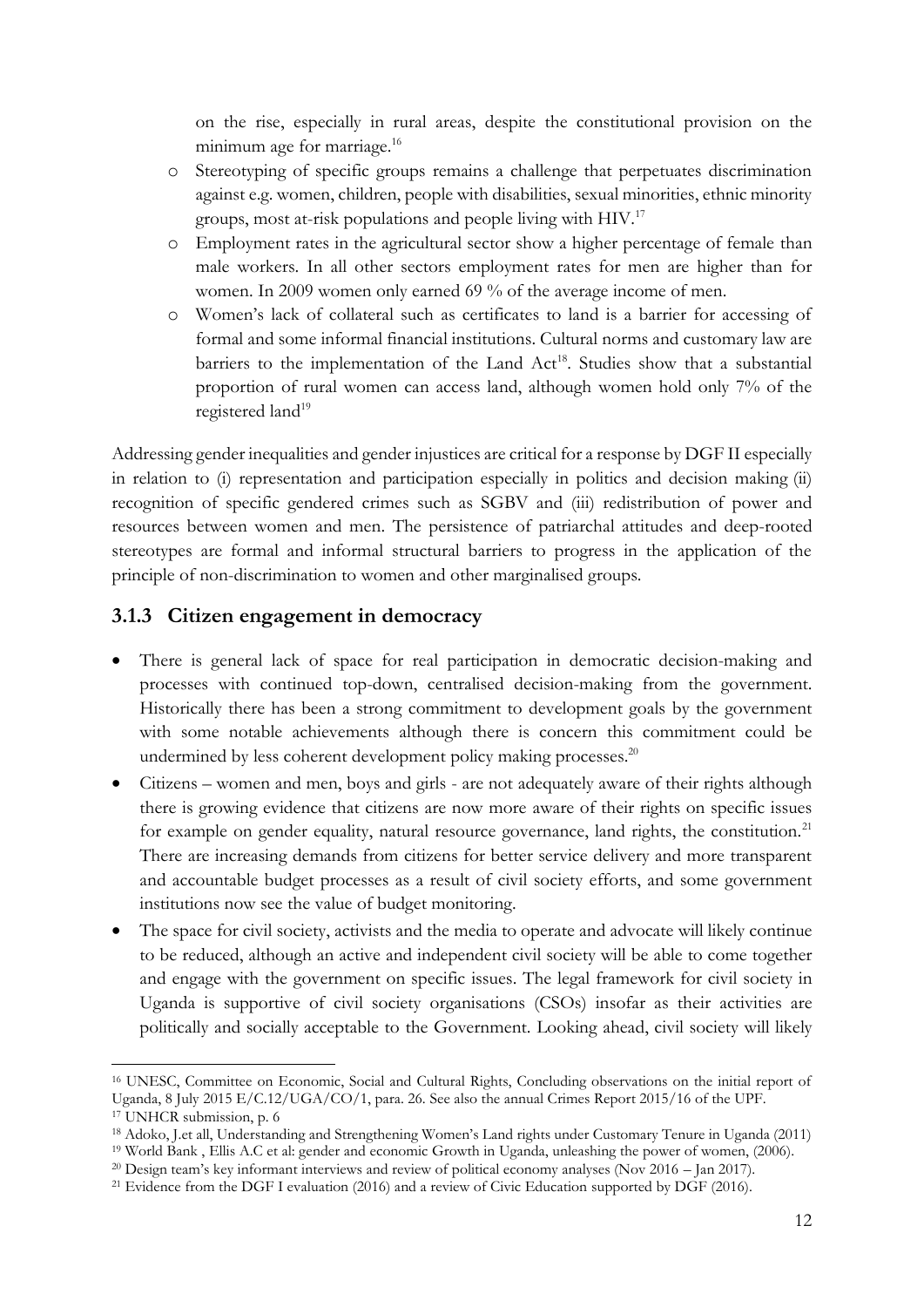on the rise, especially in rural areas, despite the constitutional provision on the minimum age for marriage.[16]

- Stereotyping of specific groups remains a challenge that perpetuates discrimination against e.g. women, children, people with disabilities, sexual minorities, ethnic minority groups, most at-risk populations and people living with HIV.[17]
- Employment rates in the agricultural sector show a higher percentage of female than male workers. In all other sectors employment rates for men are higher than for women. In 2009 women only earned 69 % of the average income of men.
- Women's lack of collateral such as certificates to land is a barrier for accessing of formal and some informal financial institutions. Cultural norms and customary law are barriers to the implementation of the Land Act[18]. Studies show that a substantial proportion of rural women can access land, although women hold only 7% of the registered land[19]

Addressing gender inequalities and gender injustices are critical for a response by DGF II especially in relation to (i) representation and participation especially in politics and decision making (ii) recognition of specific gendered crimes such as SGBV and (iii) redistribution of power and resources between women and men. The persistence of patriarchal attitudes and deep-rooted stereotypes are formal and informal structural barriers to progress in the application of the principle of non-discrimination to women and other marginalised groups.

### 3.1.3 Citizen engagement in democracy

- There is general lack of space for real participation in democratic decision-making and processes with continued top-down, centralised decision-making from the government. Historically there has been a strong commitment to development goals by the government with some notable achievements although there is concern this commitment could be undermined by less coherent development policy making processes.[20]
- Citizens – women and men, boys and girls - are not adequately aware of their rights although there is growing evidence that citizens are now more aware of their rights on specific issues for example on gender equality, natural resource governance, land rights, the constitution.[21] There are increasing demands from citizens for better service delivery and more transparent and accountable budget processes as a result of civil society efforts, and some government institutions now see the value of budget monitoring.
- The space for civil society, activists and the media to operate and advocate will likely continue to be reduced, although an active and independent civil society will be able to come together and engage with the government on specific issues. The legal framework for civil society in Uganda is supportive of civil society organisations (CSOs) insofar as their activities are politically and socially acceptable to the Government. Looking ahead, civil society will likely

---

[16] UNESC, Committee on Economic, Social and Cultural Rights, Concluding observations on the initial report of Uganda, 8 July 2015 E/C.12/UGA/CO/1, para. 26. See also the annual Crimes Report 2015/16 of the UPF.

[17] UNHCR submission, p. 6

[18] Adoko, J.et all, Understanding and Strengthening Women's Land rights under Customary Tenure in Uganda (2011)

[19] World Bank , Ellis A.C et al: gender and economic Growth in Uganda, unleashing the power of women, (2006).

[20] Design team's key informant interviews and review of political economy analyses (Nov 2016 – Jan 2017).

[21] Evidence from the DGF I evaluation (2016) and a review of Civic Education supported by DGF (2016).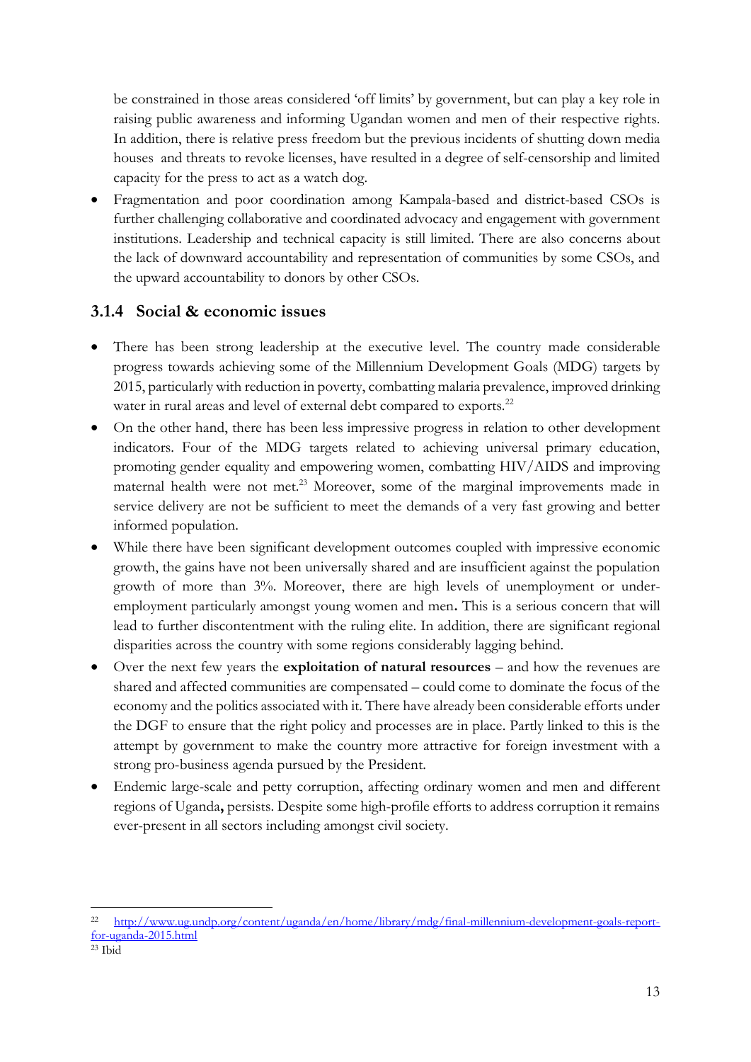be constrained in those areas considered 'off limits' by government, but can play a key role in raising public awareness and informing Ugandan women and men of their respective rights. In addition, there is relative press freedom but the previous incidents of shutting down media houses and threats to revoke licenses, have resulted in a degree of self-censorship and limited capacity for the press to act as a watch dog.

- Fragmentation and poor coordination among Kampala-based and district-based CSOs is further challenging collaborative and coordinated advocacy and engagement with government institutions. Leadership and technical capacity is still limited. There are also concerns about the lack of downward accountability and representation of communities by some CSOs, and the upward accountability to donors by other CSOs.

### 3.1.4 Social & economic issues

- There has been strong leadership at the executive level. The country made considerable progress towards achieving some of the Millennium Development Goals (MDG) targets by 2015, particularly with reduction in poverty, combatting malaria prevalence, improved drinking water in rural areas and level of external debt compared to exports.[22]
- On the other hand, there has been less impressive progress in relation to other development indicators. Four of the MDG targets related to achieving universal primary education, promoting gender equality and empowering women, combatting HIV/AIDS and improving maternal health were not met.[23] Moreover, some of the marginal improvements made in service delivery are not be sufficient to meet the demands of a very fast growing and better informed population.
- While there have been significant development outcomes coupled with impressive economic growth, the gains have not been universally shared and are insufficient against the population growth of more than 3%. Moreover, there are high levels of unemployment or under-employment particularly amongst young women and men**.** This is a serious concern that will lead to further discontentment with the ruling elite. In addition, there are significant regional disparities across the country with some regions considerably lagging behind.
- Over the next few years the **exploitation of natural resources** – and how the revenues are shared and affected communities are compensated – could come to dominate the focus of the economy and the politics associated with it. There have already been considerable efforts under the DGF to ensure that the right policy and processes are in place. Partly linked to this is the attempt by government to make the country more attractive for foreign investment with a strong pro-business agenda pursued by the President.
- Endemic large-scale and petty corruption, affecting ordinary women and men and different regions of Uganda**,** persists. Despite some high-profile efforts to address corruption it remains ever-present in all sectors including amongst civil society.

---

[22] http://www.ug.undp.org/content/uganda/en/home/library/mdg/final-millennium-development-goals-report-for-uganda-2015.html

[23] Ibid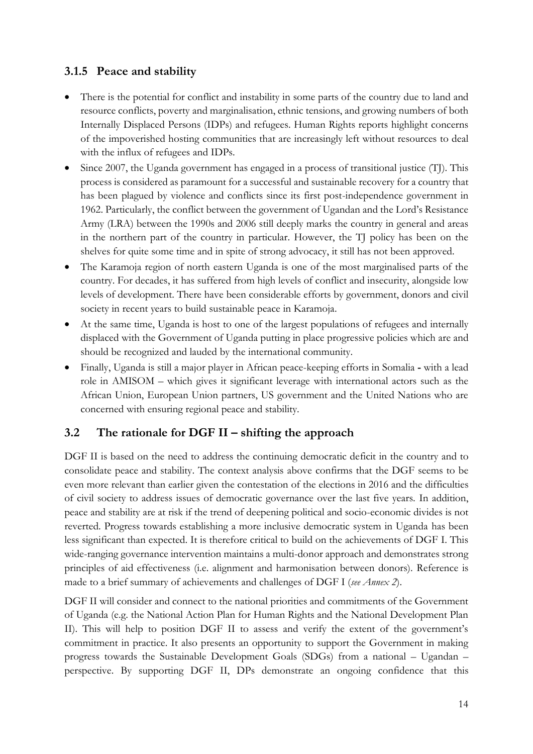### 3.1.5 Peace and stability

- There is the potential for conflict and instability in some parts of the country due to land and resource conflicts, poverty and marginalisation, ethnic tensions, and growing numbers of both Internally Displaced Persons (IDPs) and refugees. Human Rights reports highlight concerns of the impoverished hosting communities that are increasingly left without resources to deal with the influx of refugees and IDPs.
- Since 2007, the Uganda government has engaged in a process of transitional justice (TJ). This process is considered as paramount for a successful and sustainable recovery for a country that has been plagued by violence and conflicts since its first post-independence government in 1962. Particularly, the conflict between the government of Ugandan and the Lord's Resistance Army (LRA) between the 1990s and 2006 still deeply marks the country in general and areas in the northern part of the country in particular. However, the TJ policy has been on the shelves for quite some time and in spite of strong advocacy, it still has not been approved.
- The Karamoja region of north eastern Uganda is one of the most marginalised parts of the country. For decades, it has suffered from high levels of conflict and insecurity, alongside low levels of development. There have been considerable efforts by government, donors and civil society in recent years to build sustainable peace in Karamoja.
- At the same time, Uganda is host to one of the largest populations of refugees and internally displaced with the Government of Uganda putting in place progressive policies which are and should be recognized and lauded by the international community.
- Finally, Uganda is still a major player in African peace-keeping efforts in Somalia - with a lead role in AMISOM – which gives it significant leverage with international actors such as the African Union, European Union partners, US government and the United Nations who are concerned with ensuring regional peace and stability.

## 3.2 The rationale for DGF II – shifting the approach

DGF II is based on the need to address the continuing democratic deficit in the country and to consolidate peace and stability. The context analysis above confirms that the DGF seems to be even more relevant than earlier given the contestation of the elections in 2016 and the difficulties of civil society to address issues of democratic governance over the last five years. In addition, peace and stability are at risk if the trend of deepening political and socio-economic divides is not reverted. Progress towards establishing a more inclusive democratic system in Uganda has been less significant than expected. It is therefore critical to build on the achievements of DGF I. This wide-ranging governance intervention maintains a multi-donor approach and demonstrates strong principles of aid effectiveness (i.e. alignment and harmonisation between donors). Reference is made to a brief summary of achievements and challenges of DGF I (*see Annex 2*).

DGF II will consider and connect to the national priorities and commitments of the Government of Uganda (e.g. the National Action Plan for Human Rights and the National Development Plan II). This will help to position DGF II to assess and verify the extent of the government's commitment in practice. It also presents an opportunity to support the Government in making progress towards the Sustainable Development Goals (SDGs) from a national – Ugandan – perspective. By supporting DGF II, DPs demonstrate an ongoing confidence that this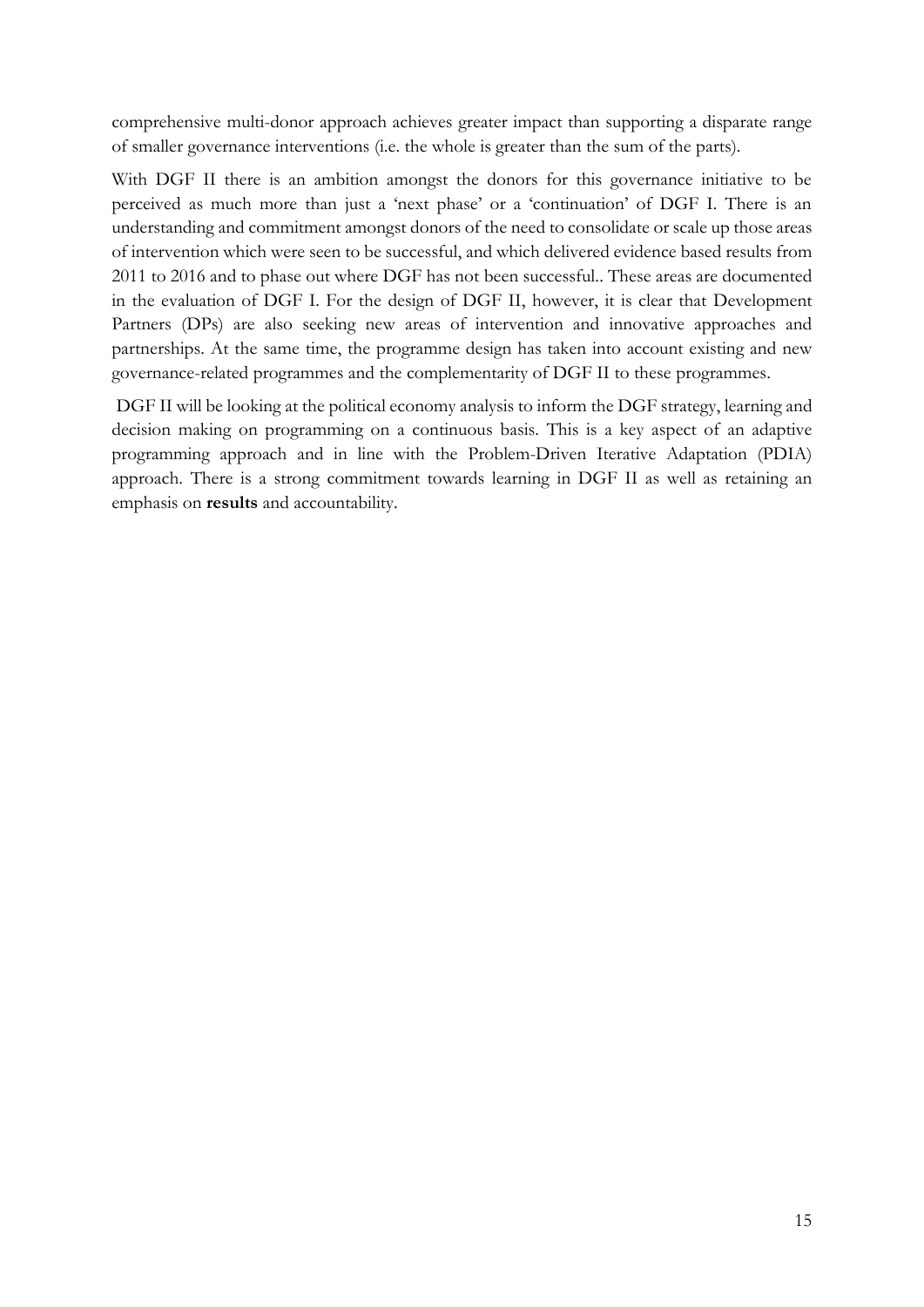comprehensive multi-donor approach achieves greater impact than supporting a disparate range of smaller governance interventions (i.e. the whole is greater than the sum of the parts).

With DGF II there is an ambition amongst the donors for this governance initiative to be perceived as much more than just a 'next phase' or a 'continuation' of DGF I. There is an understanding and commitment amongst donors of the need to consolidate or scale up those areas of intervention which were seen to be successful, and which delivered evidence based results from 2011 to 2016 and to phase out where DGF has not been successful.. These areas are documented in the evaluation of DGF I. For the design of DGF II, however, it is clear that Development Partners (DPs) are also seeking new areas of intervention and innovative approaches and partnerships. At the same time, the programme design has taken into account existing and new governance-related programmes and the complementarity of DGF II to these programmes.

DGF II will be looking at the political economy analysis to inform the DGF strategy, learning and decision making on programming on a continuous basis. This is a key aspect of an adaptive programming approach and in line with the Problem-Driven Iterative Adaptation (PDIA) approach. There is a strong commitment towards learning in DGF II as well as retaining an emphasis on **results** and accountability.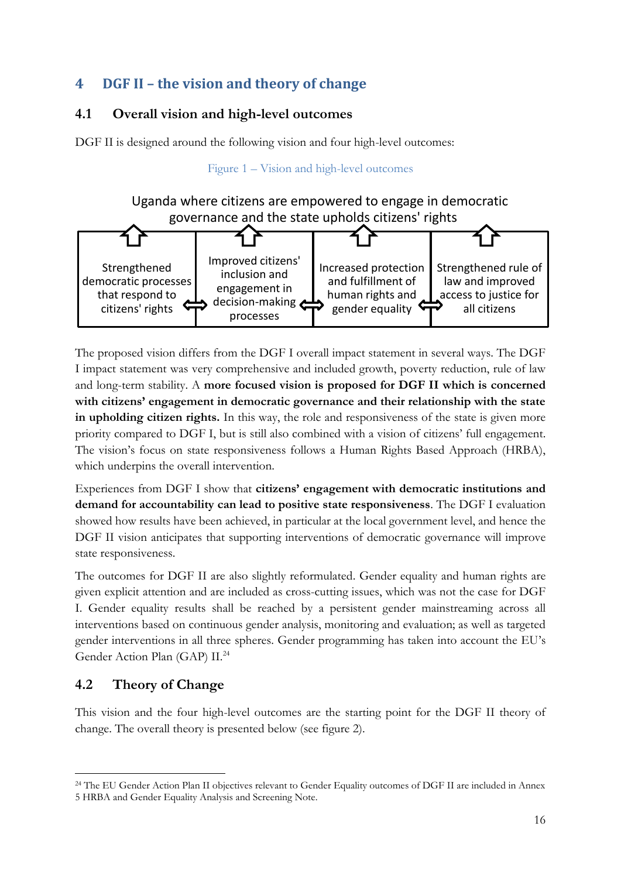# 4 DGF II – the vision and theory of change

## 4.1 Overall vision and high-level outcomes

DGF II is designed around the following vision and four high-level outcomes:

Figure 1 – Vision and high-level outcomes

Uganda where citizens are empowered to engage in democratic governance and the state upholds citizens' rights

| Strengthened democratic processes that respond to citizens' rights | Improved citizens' inclusion and engagement in decision-making processes | Increased protection and fulfillment of human rights and gender equality | Strengthened rule of law and improved access to justice for all citizens |
|---|---|---|---|

The proposed vision differs from the DGF I overall impact statement in several ways. The DGF I impact statement was very comprehensive and included growth, poverty reduction, rule of law and long-term stability. A **more focused vision is proposed for DGF II which is concerned with citizens' engagement in democratic governance and their relationship with the state in upholding citizen rights.** In this way, the role and responsiveness of the state is given more priority compared to DGF I, but is still also combined with a vision of citizens' full engagement. The vision's focus on state responsiveness follows a Human Rights Based Approach (HRBA), which underpins the overall intervention.

Experiences from DGF I show that **citizens' engagement with democratic institutions and demand for accountability can lead to positive state responsiveness**. The DGF I evaluation showed how results have been achieved, in particular at the local government level, and hence the DGF II vision anticipates that supporting interventions of democratic governance will improve state responsiveness.

The outcomes for DGF II are also slightly reformulated. Gender equality and human rights are given explicit attention and are included as cross-cutting issues, which was not the case for DGF I. Gender equality results shall be reached by a persistent gender mainstreaming across all interventions based on continuous gender analysis, monitoring and evaluation; as well as targeted gender interventions in all three spheres. Gender programming has taken into account the EU's Gender Action Plan (GAP) II.[24]

## 4.2 Theory of Change

This vision and the four high-level outcomes are the starting point for the DGF II theory of change. The overall theory is presented below (see figure 2).

---

[24] The EU Gender Action Plan II objectives relevant to Gender Equality outcomes of DGF II are included in Annex 5 HRBA and Gender Equality Analysis and Screening Note.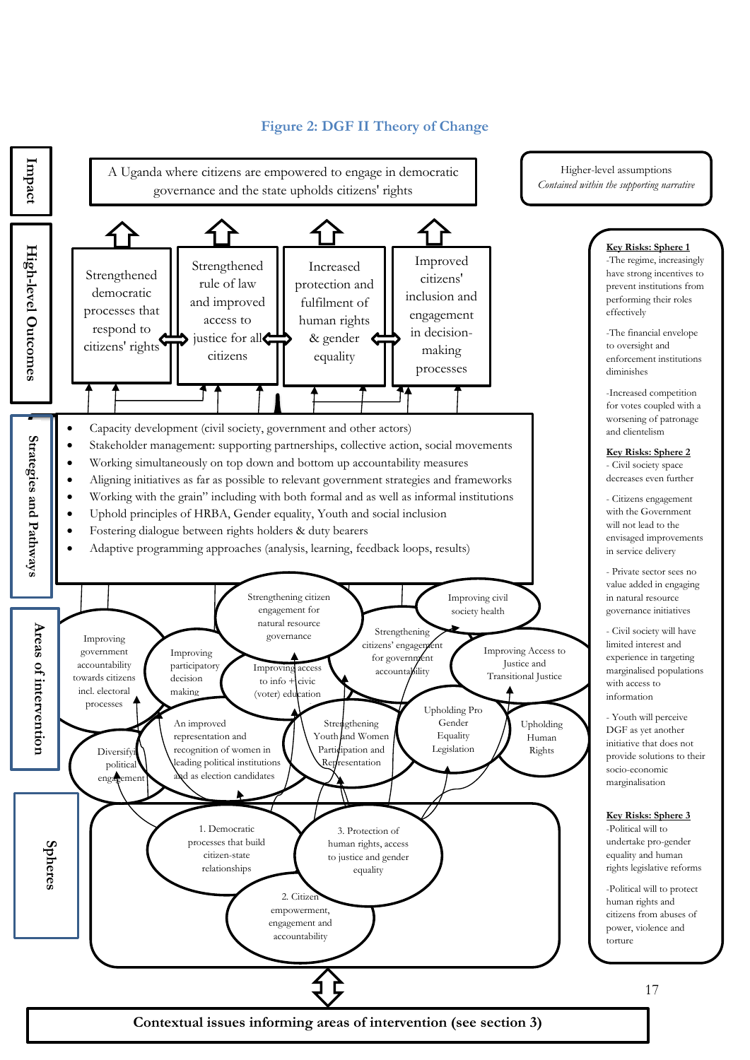**Figure 2: DGF II Theory of Change**

**Impact**

A Uganda where citizens are empowered to engage in democratic governance and the state upholds citizens' rights

Higher-level assumptions
*Contained within the supporting narrative*

**High-level Outcomes**

- Strengthened democratic processes that respond to citizens' rights
- Strengthened rule of law and improved access to justice for all citizens
- Increased protection and fulfilment of human rights & gender equality
- Improved citizens' inclusion and engagement in decision-making processes

**Strategies and Pathways**

- Capacity development (civil society, government and other actors)
- Stakeholder management: supporting partnerships, collective action, social movements
- Working simultaneously on top down and bottom up accountability measures
- Aligning initiatives as far as possible to relevant government strategies and frameworks
- Working with the grain" including with both formal and as well as informal institutions
- Uphold principles of HRBA, Gender equality, Youth and social inclusion
- Fostering dialogue between rights holders & duty bearers
- Adaptive programming approaches (analysis, learning, feedback loops, results)

**Areas of intervention**

- Improving government accountability towards citizens incl. electoral processes
- Improving participatory decision making
- Strengthening citizen engagement for natural resource governance
- Improving access to info + civic (voter) education
- Strengthening citizens' engagement for government accountability
- Improving civil society health
- Improving Access to Justice and Transitional Justice
- Diversifying political engagement
- An improved representation and recognition of women in leading political institutions and as election candidates
- Strengthening Youth and Women Participation and Representation
- Upholding Pro Gender Equality Legislation
- Upholding Human Rights

**Spheres**

1. Democratic processes that build citizen-state relationships
2. Citizen empowerment, engagement and accountability
3. Protection of human rights, access to justice and gender equality

**Key Risks: Sphere 1**

- The regime, increasingly have strong incentives to prevent institutions from performing their roles effectively
- The financial envelope to oversight and enforcement institutions diminishes
- Increased competition for votes coupled with a worsening of patronage and clientelism

**Key Risks: Sphere 2**

- Civil society space decreases even further
- Citizens engagement with the Government will not lead to the envisaged improvements in service delivery
- Private sector sees no value added in engaging in natural resource governance initiatives
- Civil society will have limited interest and experience in targeting marginalised populations with access to information
- Youth will perceive DGF as yet another initiative that does not provide solutions to their socio-economic marginalisation

**Key Risks: Sphere 3**

- Political will to undertake pro-gender equality and human rights legislative reforms
- Political will to protect human rights and citizens from abuses of power, violence and torture

**Contextual issues informing areas of intervention (see section 3)**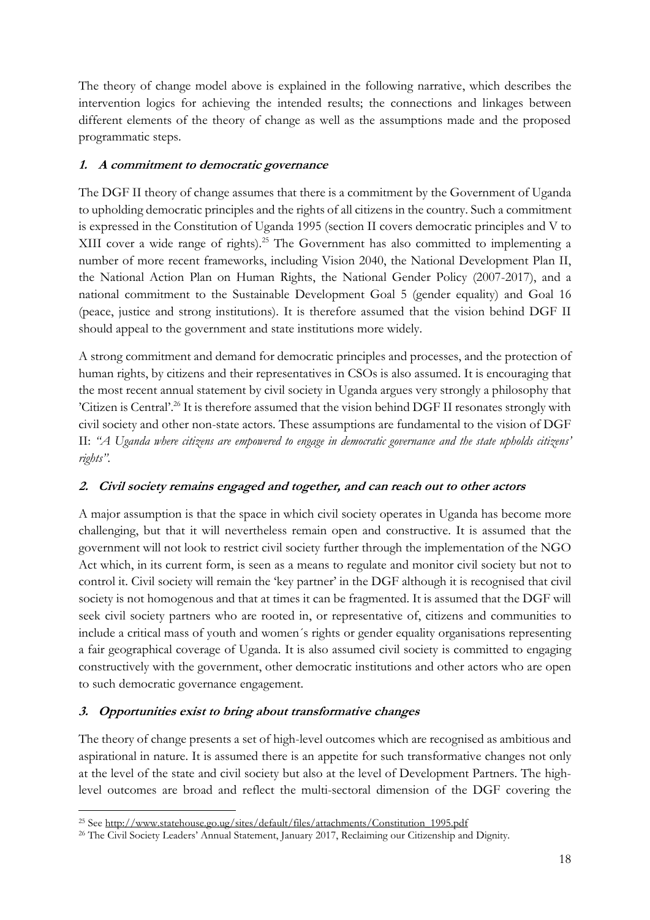The theory of change model above is explained in the following narrative, which describes the intervention logics for achieving the intended results; the connections and linkages between different elements of the theory of change as well as the assumptions made and the proposed programmatic steps.

### 1. A commitment to democratic governance

The DGF II theory of change assumes that there is a commitment by the Government of Uganda to upholding democratic principles and the rights of all citizens in the country. Such a commitment is expressed in the Constitution of Uganda 1995 (section II covers democratic principles and V to XIII cover a wide range of rights).[25] The Government has also committed to implementing a number of more recent frameworks, including Vision 2040, the National Development Plan II, the National Action Plan on Human Rights, the National Gender Policy (2007-2017), and a national commitment to the Sustainable Development Goal 5 (gender equality) and Goal 16 (peace, justice and strong institutions). It is therefore assumed that the vision behind DGF II should appeal to the government and state institutions more widely.

A strong commitment and demand for democratic principles and processes, and the protection of human rights, by citizens and their representatives in CSOs is also assumed. It is encouraging that the most recent annual statement by civil society in Uganda argues very strongly a philosophy that 'Citizen is Central'.[26] It is therefore assumed that the vision behind DGF II resonates strongly with civil society and other non-state actors. These assumptions are fundamental to the vision of DGF II: *"A Uganda where citizens are empowered to engage in democratic governance and the state upholds citizens' rights"*.

### 2. Civil society remains engaged and together, and can reach out to other actors

A major assumption is that the space in which civil society operates in Uganda has become more challenging, but that it will nevertheless remain open and constructive. It is assumed that the government will not look to restrict civil society further through the implementation of the NGO Act which, in its current form, is seen as a means to regulate and monitor civil society but not to control it. Civil society will remain the 'key partner' in the DGF although it is recognised that civil society is not homogenous and that at times it can be fragmented. It is assumed that the DGF will seek civil society partners who are rooted in, or representative of, citizens and communities to include a critical mass of youth and women´s rights or gender equality organisations representing a fair geographical coverage of Uganda. It is also assumed civil society is committed to engaging constructively with the government, other democratic institutions and other actors who are open to such democratic governance engagement.

### 3. Opportunities exist to bring about transformative changes

The theory of change presents a set of high-level outcomes which are recognised as ambitious and aspirational in nature. It is assumed there is an appetite for such transformative changes not only at the level of the state and civil society but also at the level of Development Partners. The high-level outcomes are broad and reflect the multi-sectoral dimension of the DGF covering the

---

[25] See http://www.statehouse.go.ug/sites/default/files/attachments/Constitution_1995.pdf

[26] The Civil Society Leaders' Annual Statement, January 2017, Reclaiming our Citizenship and Dignity.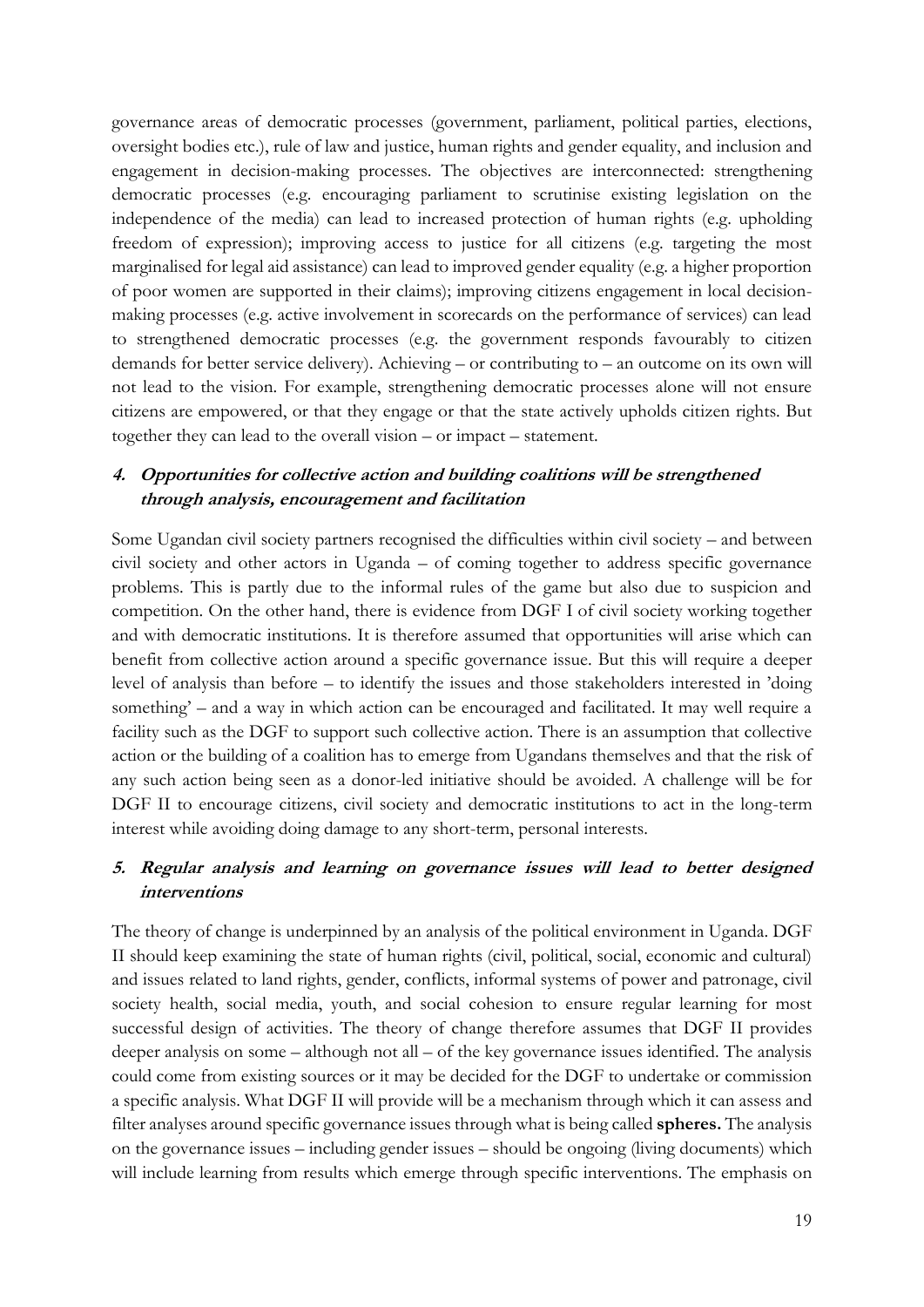governance areas of democratic processes (government, parliament, political parties, elections, oversight bodies etc.), rule of law and justice, human rights and gender equality, and inclusion and engagement in decision-making processes. The objectives are interconnected: strengthening democratic processes (e.g. encouraging parliament to scrutinise existing legislation on the independence of the media) can lead to increased protection of human rights (e.g. upholding freedom of expression); improving access to justice for all citizens (e.g. targeting the most marginalised for legal aid assistance) can lead to improved gender equality (e.g. a higher proportion of poor women are supported in their claims); improving citizens engagement in local decision-making processes (e.g. active involvement in scorecards on the performance of services) can lead to strengthened democratic processes (e.g. the government responds favourably to citizen demands for better service delivery). Achieving – or contributing to – an outcome on its own will not lead to the vision. For example, strengthening democratic processes alone will not ensure citizens are empowered, or that they engage or that the state actively upholds citizen rights. But together they can lead to the overall vision – or impact – statement.

### 4. *Opportunities for collective action and building coalitions will be strengthened through analysis, encouragement and facilitation*

Some Ugandan civil society partners recognised the difficulties within civil society – and between civil society and other actors in Uganda – of coming together to address specific governance problems. This is partly due to the informal rules of the game but also due to suspicion and competition. On the other hand, there is evidence from DGF I of civil society working together and with democratic institutions. It is therefore assumed that opportunities will arise which can benefit from collective action around a specific governance issue. But this will require a deeper level of analysis than before – to identify the issues and those stakeholders interested in 'doing something' – and a way in which action can be encouraged and facilitated. It may well require a facility such as the DGF to support such collective action. There is an assumption that collective action or the building of a coalition has to emerge from Ugandans themselves and that the risk of any such action being seen as a donor-led initiative should be avoided. A challenge will be for DGF II to encourage citizens, civil society and democratic institutions to act in the long-term interest while avoiding doing damage to any short-term, personal interests.

### 5. *Regular analysis and learning on governance issues will lead to better designed interventions*

The theory of change is underpinned by an analysis of the political environment in Uganda. DGF II should keep examining the state of human rights (civil, political, social, economic and cultural) and issues related to land rights, gender, conflicts, informal systems of power and patronage, civil society health, social media, youth, and social cohesion to ensure regular learning for most successful design of activities. The theory of change therefore assumes that DGF II provides deeper analysis on some – although not all – of the key governance issues identified. The analysis could come from existing sources or it may be decided for the DGF to undertake or commission a specific analysis. What DGF II will provide will be a mechanism through which it can assess and filter analyses around specific governance issues through what is being called **spheres.** The analysis on the governance issues – including gender issues – should be ongoing (living documents) which will include learning from results which emerge through specific interventions. The emphasis on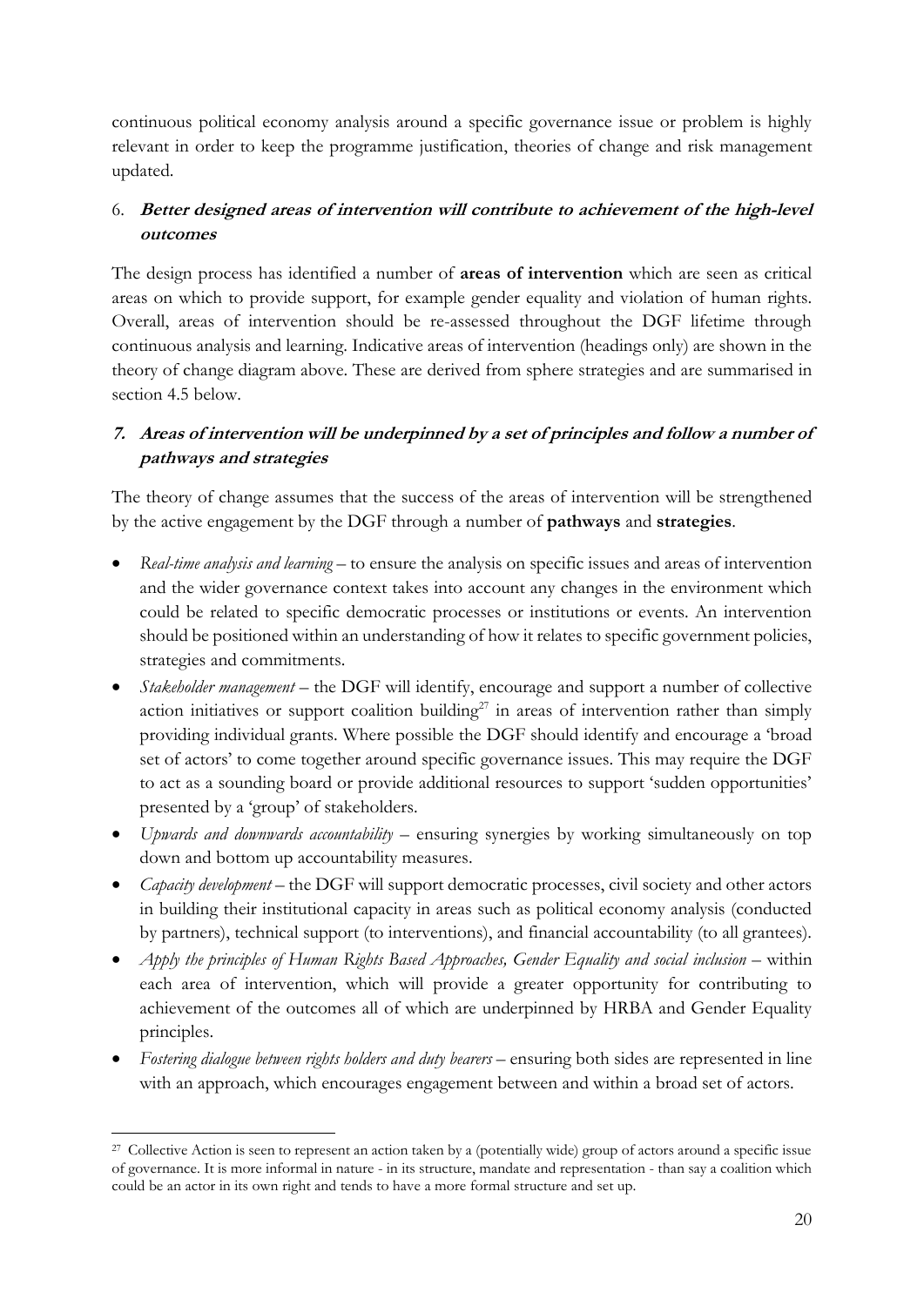continuous political economy analysis around a specific governance issue or problem is highly relevant in order to keep the programme justification, theories of change and risk management updated.

6. ***Better designed areas of intervention will contribute to achievement of the high-level outcomes***

The design process has identified a number of **areas of intervention** which are seen as critical areas on which to provide support, for example gender equality and violation of human rights. Overall, areas of intervention should be re-assessed throughout the DGF lifetime through continuous analysis and learning. Indicative areas of intervention (headings only) are shown in the theory of change diagram above. These are derived from sphere strategies and are summarised in section 4.5 below.

7. ***Areas of intervention will be underpinned by a set of principles and follow a number of pathways and strategies***

The theory of change assumes that the success of the areas of intervention will be strengthened by the active engagement by the DGF through a number of **pathways** and **strategies**.

- *Real-time analysis and learning* – to ensure the analysis on specific issues and areas of intervention and the wider governance context takes into account any changes in the environment which could be related to specific democratic processes or institutions or events. An intervention should be positioned within an understanding of how it relates to specific government policies, strategies and commitments.
- *Stakeholder management* – the DGF will identify, encourage and support a number of collective action initiatives or support coalition building[27] in areas of intervention rather than simply providing individual grants. Where possible the DGF should identify and encourage a 'broad set of actors' to come together around specific governance issues. This may require the DGF to act as a sounding board or provide additional resources to support 'sudden opportunities' presented by a 'group' of stakeholders.
- *Upwards and downwards accountability* – ensuring synergies by working simultaneously on top down and bottom up accountability measures.
- *Capacity development* – the DGF will support democratic processes, civil society and other actors in building their institutional capacity in areas such as political economy analysis (conducted by partners), technical support (to interventions), and financial accountability (to all grantees).
- *Apply the principles of Human Rights Based Approaches, Gender Equality and social inclusion* – within each area of intervention, which will provide a greater opportunity for contributing to achievement of the outcomes all of which are underpinned by HRBA and Gender Equality principles.
- *Fostering dialogue between rights holders and duty bearers* – ensuring both sides are represented in line with an approach, which encourages engagement between and within a broad set of actors.

[27] Collective Action is seen to represent an action taken by a (potentially wide) group of actors around a specific issue of governance. It is more informal in nature - in its structure, mandate and representation - than say a coalition which could be an actor in its own right and tends to have a more formal structure and set up.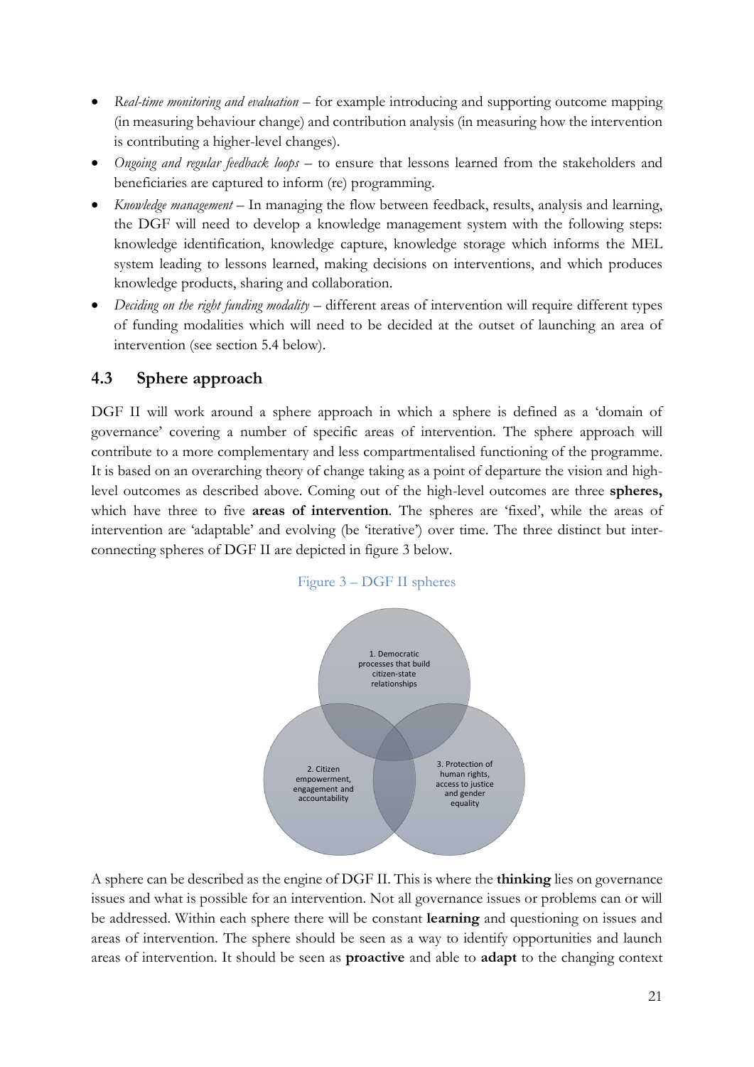- *Real-time monitoring and evaluation* – for example introducing and supporting outcome mapping (in measuring behaviour change) and contribution analysis (in measuring how the intervention is contributing a higher-level changes).
- *Ongoing and regular feedback loops* – to ensure that lessons learned from the stakeholders and beneficiaries are captured to inform (re) programming.
- *Knowledge management* – In managing the flow between feedback, results, analysis and learning, the DGF will need to develop a knowledge management system with the following steps: knowledge identification, knowledge capture, knowledge storage which informs the MEL system leading to lessons learned, making decisions on interventions, and which produces knowledge products, sharing and collaboration.
- *Deciding on the right funding modality* – different areas of intervention will require different types of funding modalities which will need to be decided at the outset of launching an area of intervention (see section 5.4 below).

## 4.3 Sphere approach

DGF II will work around a sphere approach in which a sphere is defined as a 'domain of governance' covering a number of specific areas of intervention. The sphere approach will contribute to a more complementary and less compartmentalised functioning of the programme. It is based on an overarching theory of change taking as a point of departure the vision and high-level outcomes as described above. Coming out of the high-level outcomes are three **spheres,** which have three to five **areas of intervention**. The spheres are 'fixed', while the areas of intervention are 'adaptable' and evolving (be 'iterative') over time. The three distinct but inter-connecting spheres of DGF II are depicted in figure 3 below.

Figure 3 – DGF II spheres

1. Democratic processes that build citizen-state relationships

2. Citizen empowerment, engagement and accountability

3. Protection of human rights, access to justice and gender equality

A sphere can be described as the engine of DGF II. This is where the **thinking** lies on governance issues and what is possible for an intervention. Not all governance issues or problems can or will be addressed. Within each sphere there will be constant **learning** and questioning on issues and areas of intervention. The sphere should be seen as a way to identify opportunities and launch areas of intervention. It should be seen as **proactive** and able to **adapt** to the changing context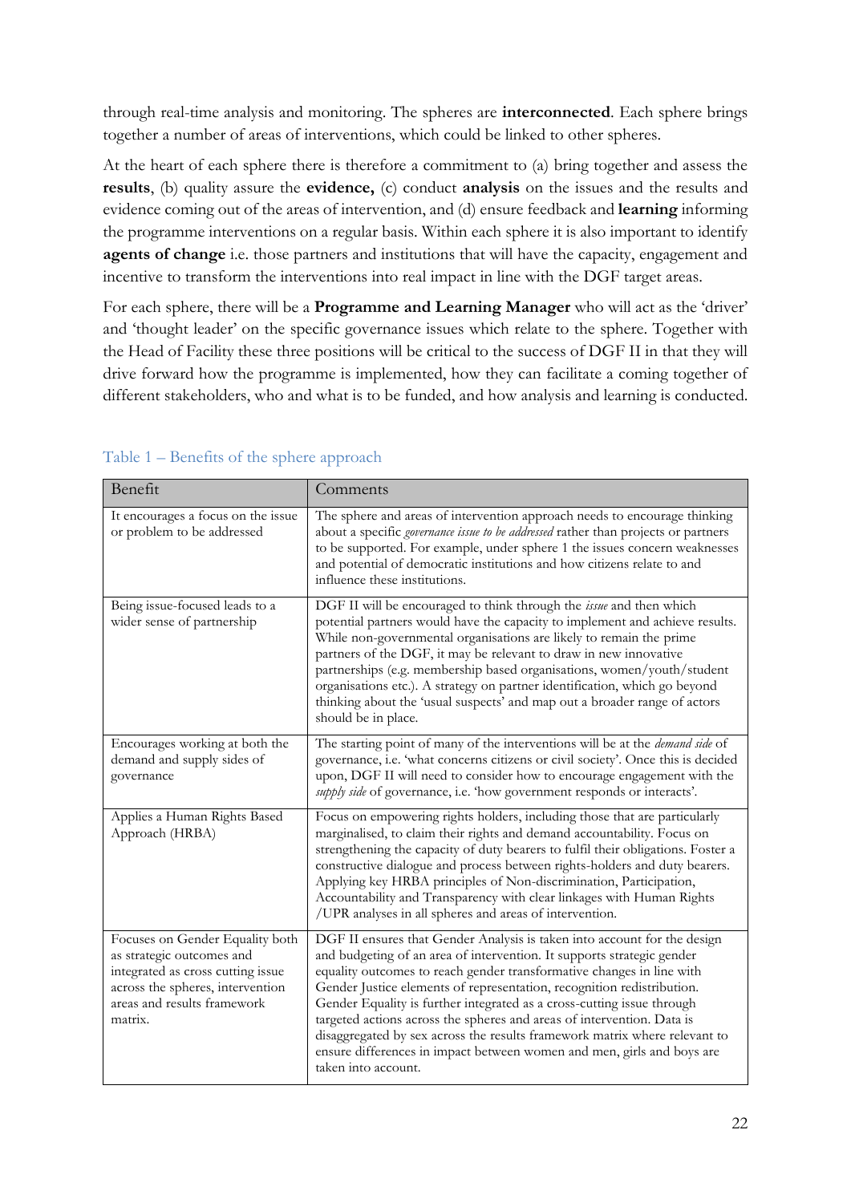through real-time analysis and monitoring. The spheres are **interconnected**. Each sphere brings together a number of areas of interventions, which could be linked to other spheres.

At the heart of each sphere there is therefore a commitment to (a) bring together and assess the **results**, (b) quality assure the **evidence,** (c) conduct **analysis** on the issues and the results and evidence coming out of the areas of intervention, and (d) ensure feedback and **learning** informing the programme interventions on a regular basis. Within each sphere it is also important to identify **agents of change** i.e. those partners and institutions that will have the capacity, engagement and incentive to transform the interventions into real impact in line with the DGF target areas.

For each sphere, there will be a **Programme and Learning Manager** who will act as the 'driver' and 'thought leader' on the specific governance issues which relate to the sphere. Together with the Head of Facility these three positions will be critical to the success of DGF II in that they will drive forward how the programme is implemented, how they can facilitate a coming together of different stakeholders, who and what is to be funded, and how analysis and learning is conducted.

### Table 1 – Benefits of the sphere approach

| Benefit | Comments |
|---|---|
| It encourages a focus on the issue or problem to be addressed | The sphere and areas of intervention approach needs to encourage thinking about a specific *governance issue to be addressed* rather than projects or partners to be supported. For example, under sphere 1 the issues concern weaknesses and potential of democratic institutions and how citizens relate to and influence these institutions. |
| Being issue-focused leads to a wider sense of partnership | DGF II will be encouraged to think through the *issue* and then which potential partners would have the capacity to implement and achieve results. While non-governmental organisations are likely to remain the prime partners of the DGF, it may be relevant to draw in new innovative partnerships (e.g. membership based organisations, women/youth/student organisations etc.). A strategy on partner identification, which go beyond thinking about the 'usual suspects' and map out a broader range of actors should be in place. |
| Encourages working at both the demand and supply sides of governance | The starting point of many of the interventions will be at the *demand side* of governance, i.e. 'what concerns citizens or civil society'. Once this is decided upon, DGF II will need to consider how to encourage engagement with the *supply side* of governance, i.e. 'how government responds or interacts'. |
| Applies a Human Rights Based Approach (HRBA) | Focus on empowering rights holders, including those that are particularly marginalised, to claim their rights and demand accountability. Focus on strengthening the capacity of duty bearers to fulfil their obligations. Foster a constructive dialogue and process between rights-holders and duty bearers. Applying key HRBA principles of Non-discrimination, Participation, Accountability and Transparency with clear linkages with Human Rights /UPR analyses in all spheres and areas of intervention. |
| Focuses on Gender Equality both as strategic outcomes and integrated as cross cutting issue across the spheres, intervention areas and results framework matrix. | DGF II ensures that Gender Analysis is taken into account for the design and budgeting of an area of intervention. It supports strategic gender equality outcomes to reach gender transformative changes in line with Gender Justice elements of representation, recognition redistribution. Gender Equality is further integrated as a cross-cutting issue through targeted actions across the spheres and areas of intervention. Data is disaggregated by sex across the results framework matrix where relevant to ensure differences in impact between women and men, girls and boys are taken into account. |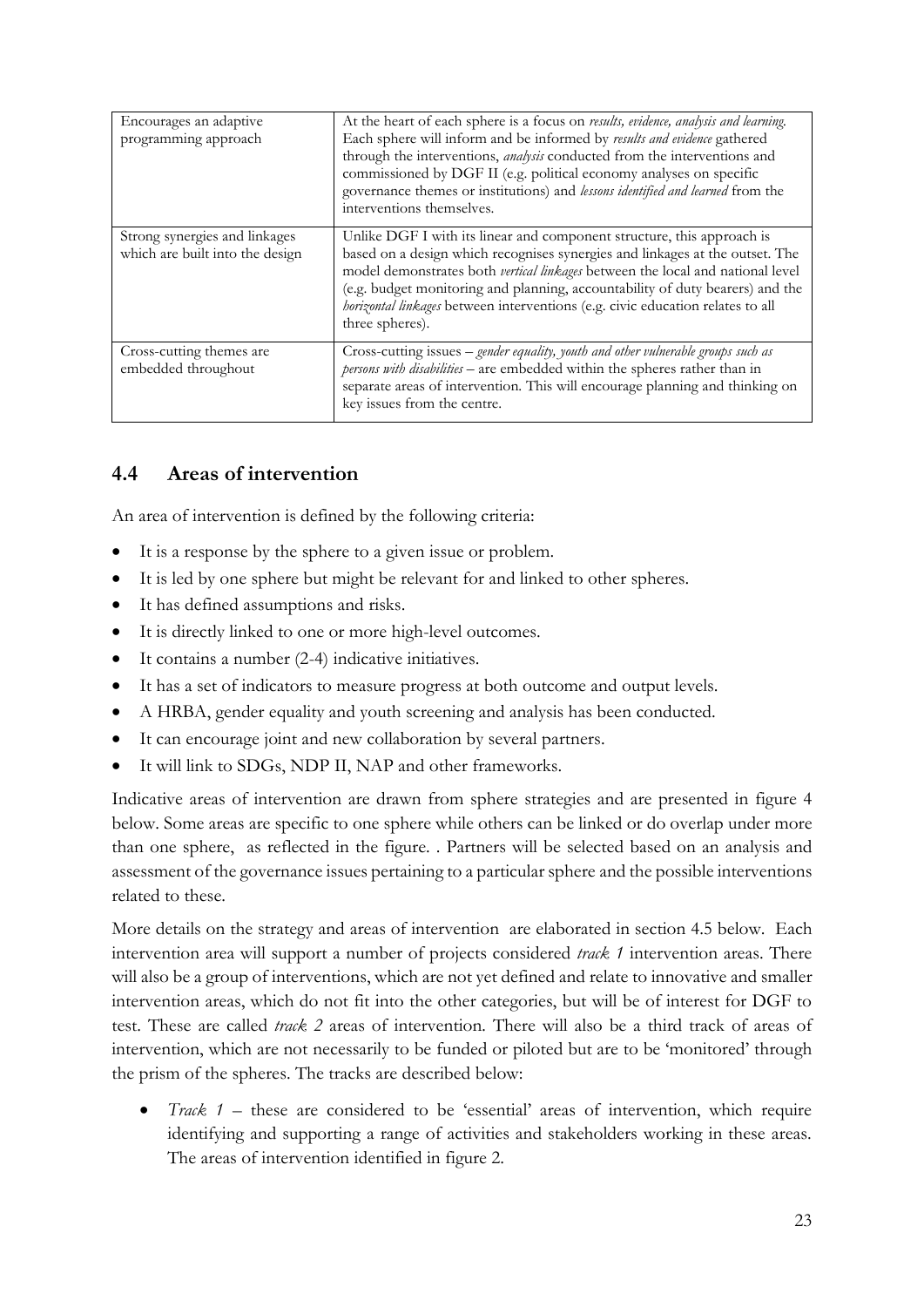| | |
|---|---|
| Encourages an adaptive programming approach | At the heart of each sphere is a focus on *results, evidence, analysis and learning*. Each sphere will inform and be informed by *results and evidence* gathered through the interventions, *analysis* conducted from the interventions and commissioned by DGF II (e.g. political economy analyses on specific governance themes or institutions) and *lessons identified and learned* from the interventions themselves. |
| Strong synergies and linkages which are built into the design | Unlike DGF I with its linear and component structure, this approach is based on a design which recognises synergies and linkages at the outset. The model demonstrates both *vertical linkages* between the local and national level (e.g. budget monitoring and planning, accountability of duty bearers) and the *horizontal linkages* between interventions (e.g. civic education relates to all three spheres). |
| Cross-cutting themes are embedded throughout | Cross-cutting issues – *gender equality, youth and other vulnerable groups such as persons with disabilities* – are embedded within the spheres rather than in separate areas of intervention. This will encourage planning and thinking on key issues from the centre. |

## 4.4 Areas of intervention

An area of intervention is defined by the following criteria:

- It is a response by the sphere to a given issue or problem.
- It is led by one sphere but might be relevant for and linked to other spheres.
- It has defined assumptions and risks.
- It is directly linked to one or more high-level outcomes.
- It contains a number (2-4) indicative initiatives.
- It has a set of indicators to measure progress at both outcome and output levels.
- A HRBA, gender equality and youth screening and analysis has been conducted.
- It can encourage joint and new collaboration by several partners.
- It will link to SDGs, NDP II, NAP and other frameworks.

Indicative areas of intervention are drawn from sphere strategies and are presented in figure 4 below. Some areas are specific to one sphere while others can be linked or do overlap under more than one sphere, as reflected in the figure. . Partners will be selected based on an analysis and assessment of the governance issues pertaining to a particular sphere and the possible interventions related to these.

More details on the strategy and areas of intervention are elaborated in section 4.5 below. Each intervention area will support a number of projects considered *track 1* intervention areas. There will also be a group of interventions, which are not yet defined and relate to innovative and smaller intervention areas, which do not fit into the other categories, but will be of interest for DGF to test. These are called *track 2* areas of intervention. There will also be a third track of areas of intervention, which are not necessarily to be funded or piloted but are to be 'monitored' through the prism of the spheres. The tracks are described below:

- *Track 1* – these are considered to be 'essential' areas of intervention, which require identifying and supporting a range of activities and stakeholders working in these areas. The areas of intervention identified in figure 2.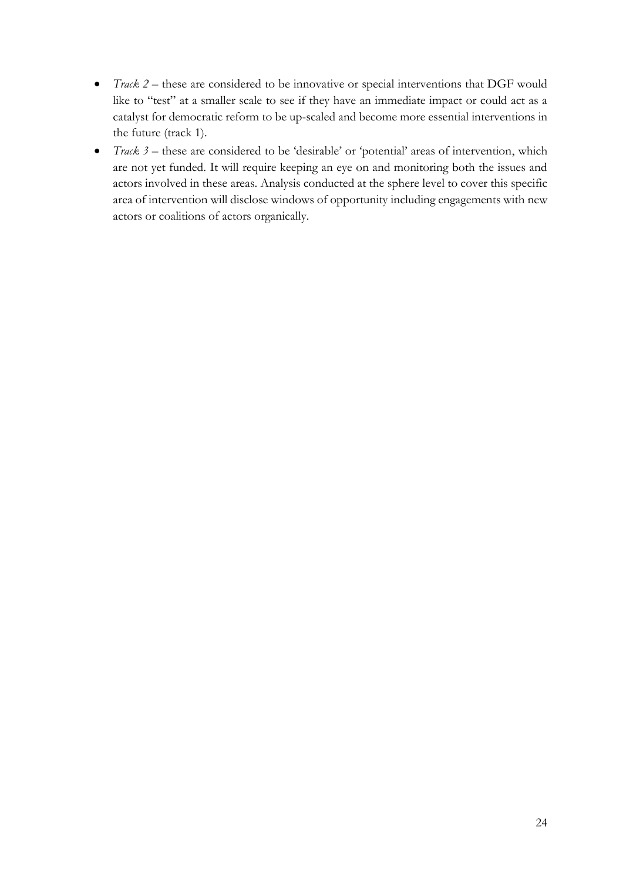- *Track 2* – these are considered to be innovative or special interventions that DGF would like to "test" at a smaller scale to see if they have an immediate impact or could act as a catalyst for democratic reform to be up-scaled and become more essential interventions in the future (track 1).
- *Track 3* – these are considered to be 'desirable' or 'potential' areas of intervention, which are not yet funded. It will require keeping an eye on and monitoring both the issues and actors involved in these areas. Analysis conducted at the sphere level to cover this specific area of intervention will disclose windows of opportunity including engagements with new actors or coalitions of actors organically.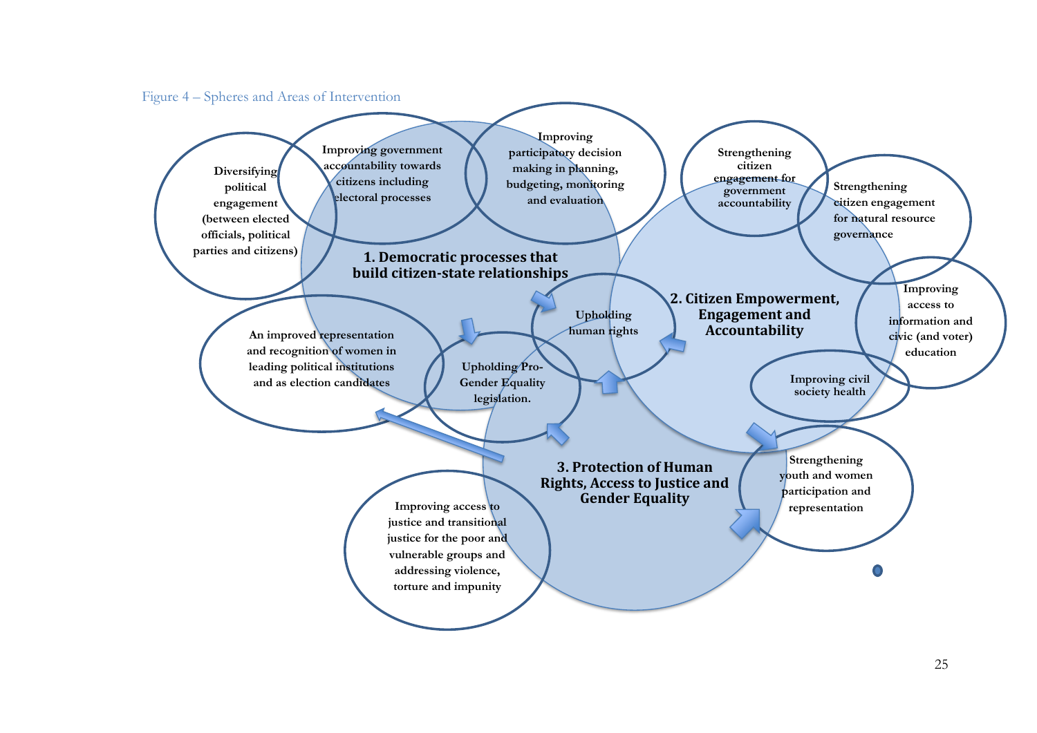Figure 4 – Spheres and Areas of Intervention

**1. Democratic processes that build citizen-state relationships**

- Diversifying political engagement (between elected officials, political parties and citizens)
- Improving government accountability towards citizens including electoral processes
- Improving participatory decision making in planning, budgeting, monitoring and evaluation
- An improved representation and recognition of women in leading political institutions and as election candidates

**2. Citizen Empowerment, Engagement and Accountability**

- Strengthening citizen engagement for government accountability
- Strengthening citizen engagement for natural resource governance
- Improving access to information and civic (and voter) education
- Improving civil society health

**3. Protection of Human Rights, Access to Justice and Gender Equality**

- Upholding human rights
- Upholding Pro-Gender Equality legislation.
- Improving access to justice and transitional justice for the poor and vulnerable groups and addressing violence, torture and impunity
- Strengthening youth and women participation and representation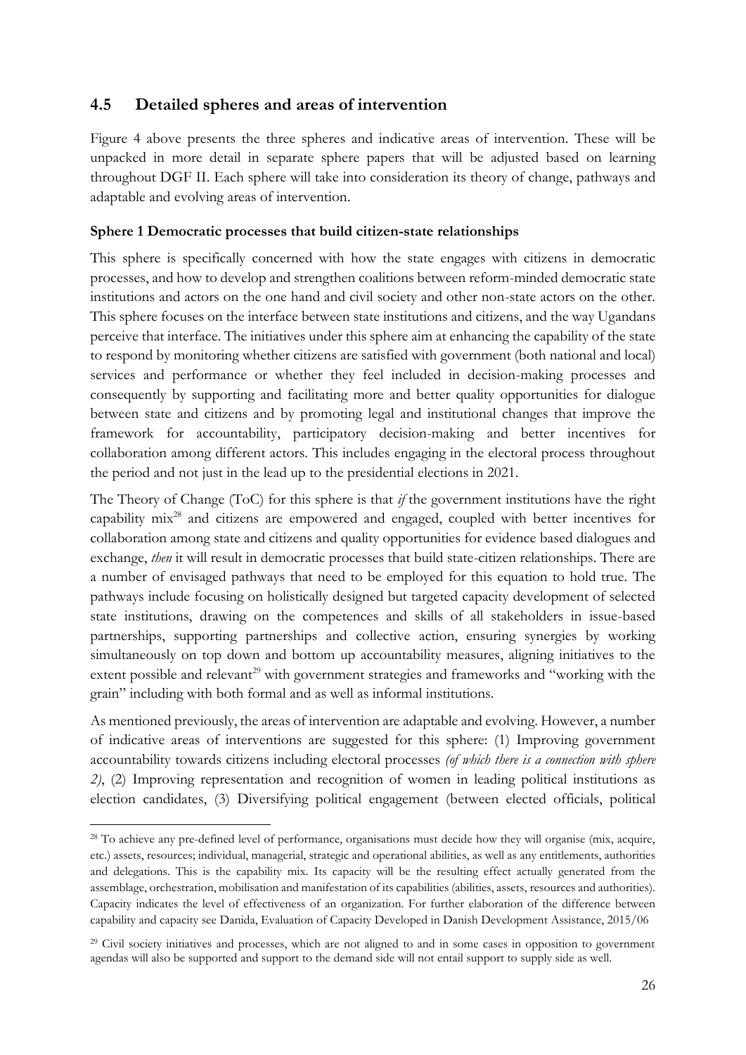## 4.5 Detailed spheres and areas of intervention

Figure 4 above presents the three spheres and indicative areas of intervention. These will be unpacked in more detail in separate sphere papers that will be adjusted based on learning throughout DGF II. Each sphere will take into consideration its theory of change, pathways and adaptable and evolving areas of intervention.

**Sphere 1 Democratic processes that build citizen-state relationships**

This sphere is specifically concerned with how the state engages with citizens in democratic processes, and how to develop and strengthen coalitions between reform-minded democratic state institutions and actors on the one hand and civil society and other non-state actors on the other. This sphere focuses on the interface between state institutions and citizens, and the way Ugandans perceive that interface. The initiatives under this sphere aim at enhancing the capability of the state to respond by monitoring whether citizens are satisfied with government (both national and local) services and performance or whether they feel included in decision-making processes and consequently by supporting and facilitating more and better quality opportunities for dialogue between state and citizens and by promoting legal and institutional changes that improve the framework for accountability, participatory decision-making and better incentives for collaboration among different actors. This includes engaging in the electoral process throughout the period and not just in the lead up to the presidential elections in 2021.

The Theory of Change (ToC) for this sphere is that *if* the government institutions have the right capability mix[28] and citizens are empowered and engaged, coupled with better incentives for collaboration among state and citizens and quality opportunities for evidence based dialogues and exchange, *then* it will result in democratic processes that build state-citizen relationships. There are a number of envisaged pathways that need to be employed for this equation to hold true. The pathways include focusing on holistically designed but targeted capacity development of selected state institutions, drawing on the competences and skills of all stakeholders in issue-based partnerships, supporting partnerships and collective action, ensuring synergies by working simultaneously on top down and bottom up accountability measures, aligning initiatives to the extent possible and relevant[29] with government strategies and frameworks and "working with the grain" including with both formal and as well as informal institutions.

As mentioned previously, the areas of intervention are adaptable and evolving. However, a number of indicative areas of interventions are suggested for this sphere: (1) Improving government accountability towards citizens including electoral processes *(of which there is a connection with sphere 2)*, (2) Improving representation and recognition of women in leading political institutions as election candidates, (3) Diversifying political engagement (between elected officials, political

---

[28] To achieve any pre-defined level of performance, organisations must decide how they will organise (mix, acquire, etc.) assets, resources; individual, managerial, strategic and operational abilities, as well as any entitlements, authorities and delegations. This is the capability mix. Its capacity will be the resulting effect actually generated from the assemblage, orchestration, mobilisation and manifestation of its capabilities (abilities, assets, resources and authorities). Capacity indicates the level of effectiveness of an organization. For further elaboration of the difference between capability and capacity see Danida, Evaluation of Capacity Developed in Danish Development Assistance, 2015/06

[29] Civil society initiatives and processes, which are not aligned to and in some cases in opposition to government agendas will also be supported and support to the demand side will not entail support to supply side as well.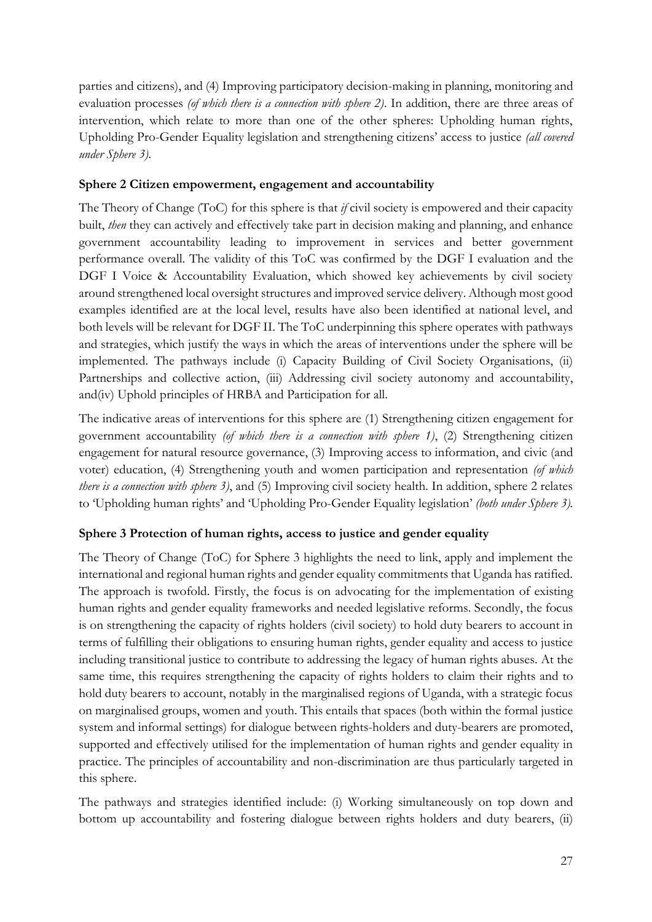parties and citizens), and (4) Improving participatory decision-making in planning, monitoring and evaluation processes *(of which there is a connection with sphere 2)*. In addition, there are three areas of intervention, which relate to more than one of the other spheres: Upholding human rights, Upholding Pro-Gender Equality legislation and strengthening citizens' access to justice *(all covered under Sphere 3).*

**Sphere 2 Citizen empowerment, engagement and accountability**

The Theory of Change (ToC) for this sphere is that *if* civil society is empowered and their capacity built, *then* they can actively and effectively take part in decision making and planning, and enhance government accountability leading to improvement in services and better government performance overall. The validity of this ToC was confirmed by the DGF I evaluation and the DGF I Voice & Accountability Evaluation, which showed key achievements by civil society around strengthened local oversight structures and improved service delivery. Although most good examples identified are at the local level, results have also been identified at national level, and both levels will be relevant for DGF II. The ToC underpinning this sphere operates with pathways and strategies, which justify the ways in which the areas of interventions under the sphere will be implemented. The pathways include (i) Capacity Building of Civil Society Organisations, (ii) Partnerships and collective action, (iii) Addressing civil society autonomy and accountability, and(iv) Uphold principles of HRBA and Participation for all.

The indicative areas of interventions for this sphere are (1) Strengthening citizen engagement for government accountability *(of which there is a connection with sphere 1)*, (2) Strengthening citizen engagement for natural resource governance, (3) Improving access to information, and civic (and voter) education, (4) Strengthening youth and women participation and representation *(of which there is a connection with sphere 3)*, and (5) Improving civil society health. In addition, sphere 2 relates to 'Upholding human rights' and 'Upholding Pro-Gender Equality legislation' *(both under Sphere 3).*

**Sphere 3 Protection of human rights, access to justice and gender equality**

The Theory of Change (ToC) for Sphere 3 highlights the need to link, apply and implement the international and regional human rights and gender equality commitments that Uganda has ratified. The approach is twofold. Firstly, the focus is on advocating for the implementation of existing human rights and gender equality frameworks and needed legislative reforms. Secondly, the focus is on strengthening the capacity of rights holders (civil society) to hold duty bearers to account in terms of fulfilling their obligations to ensuring human rights, gender equality and access to justice including transitional justice to contribute to addressing the legacy of human rights abuses. At the same time, this requires strengthening the capacity of rights holders to claim their rights and to hold duty bearers to account, notably in the marginalised regions of Uganda, with a strategic focus on marginalised groups, women and youth. This entails that spaces (both within the formal justice system and informal settings) for dialogue between rights-holders and duty-bearers are promoted, supported and effectively utilised for the implementation of human rights and gender equality in practice. The principles of accountability and non-discrimination are thus particularly targeted in this sphere.

The pathways and strategies identified include: (i) Working simultaneously on top down and bottom up accountability and fostering dialogue between rights holders and duty bearers, (ii)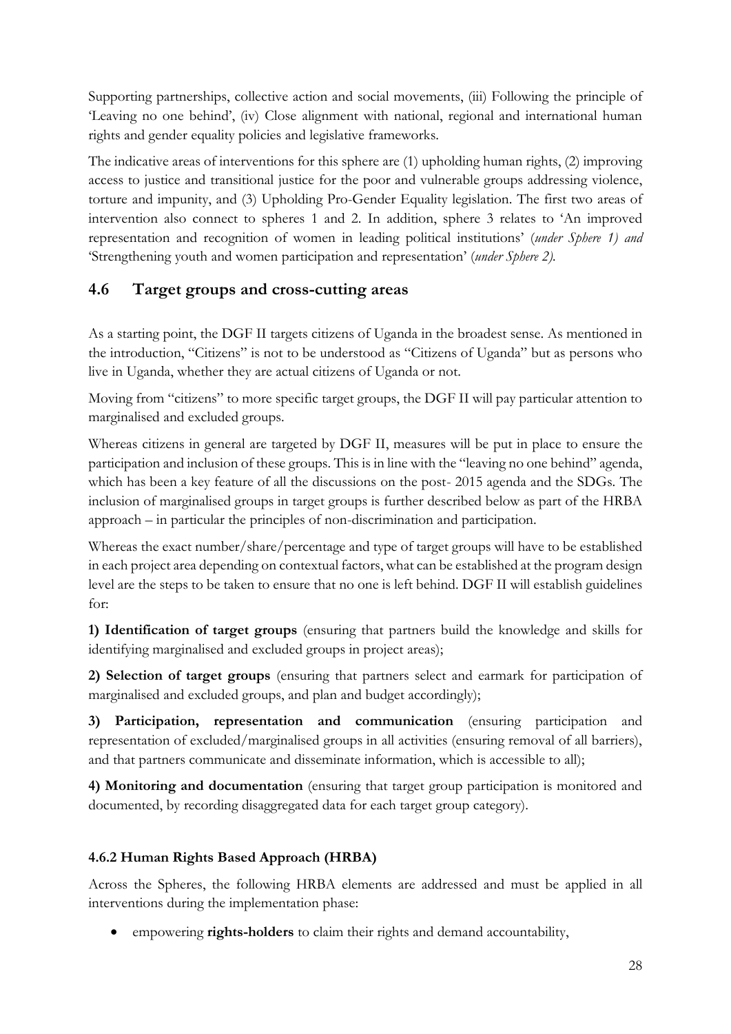Supporting partnerships, collective action and social movements, (iii) Following the principle of 'Leaving no one behind', (iv) Close alignment with national, regional and international human rights and gender equality policies and legislative frameworks.

The indicative areas of interventions for this sphere are (1) upholding human rights, (2) improving access to justice and transitional justice for the poor and vulnerable groups addressing violence, torture and impunity, and (3) Upholding Pro-Gender Equality legislation. The first two areas of intervention also connect to spheres 1 and 2. In addition, sphere 3 relates to 'An improved representation and recognition of women in leading political institutions' (*under Sphere 1) and* 'Strengthening youth and women participation and representation' (*under Sphere 2).*

## 4.6 Target groups and cross-cutting areas

As a starting point, the DGF II targets citizens of Uganda in the broadest sense. As mentioned in the introduction, "Citizens" is not to be understood as "Citizens of Uganda" but as persons who live in Uganda, whether they are actual citizens of Uganda or not.

Moving from "citizens" to more specific target groups, the DGF II will pay particular attention to marginalised and excluded groups.

Whereas citizens in general are targeted by DGF II, measures will be put in place to ensure the participation and inclusion of these groups. This is in line with the "leaving no one behind" agenda, which has been a key feature of all the discussions on the post- 2015 agenda and the SDGs. The inclusion of marginalised groups in target groups is further described below as part of the HRBA approach – in particular the principles of non-discrimination and participation.

Whereas the exact number/share/percentage and type of target groups will have to be established in each project area depending on contextual factors, what can be established at the program design level are the steps to be taken to ensure that no one is left behind. DGF II will establish guidelines for:

**1) Identification of target groups** (ensuring that partners build the knowledge and skills for identifying marginalised and excluded groups in project areas);

**2) Selection of target groups** (ensuring that partners select and earmark for participation of marginalised and excluded groups, and plan and budget accordingly);

**3) Participation, representation and communication** (ensuring participation and representation of excluded/marginalised groups in all activities (ensuring removal of all barriers), and that partners communicate and disseminate information, which is accessible to all);

**4) Monitoring and documentation** (ensuring that target group participation is monitored and documented, by recording disaggregated data for each target group category).

### 4.6.2 Human Rights Based Approach (HRBA)

Across the Spheres, the following HRBA elements are addressed and must be applied in all interventions during the implementation phase:

- empowering **rights-holders** to claim their rights and demand accountability,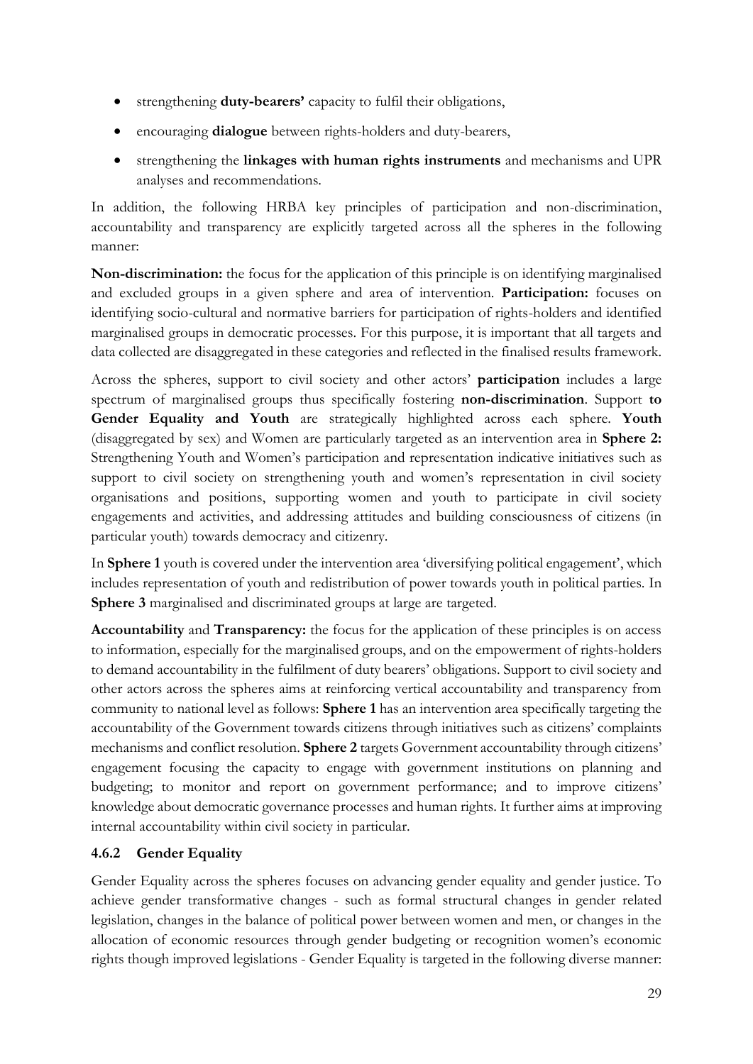- strengthening **duty-bearers'** capacity to fulfil their obligations,
- encouraging **dialogue** between rights-holders and duty-bearers,
- strengthening the **linkages with human rights instruments** and mechanisms and UPR analyses and recommendations.

In addition, the following HRBA key principles of participation and non-discrimination, accountability and transparency are explicitly targeted across all the spheres in the following manner:

**Non-discrimination:** the focus for the application of this principle is on identifying marginalised and excluded groups in a given sphere and area of intervention. **Participation:** focuses on identifying socio-cultural and normative barriers for participation of rights-holders and identified marginalised groups in democratic processes. For this purpose, it is important that all targets and data collected are disaggregated in these categories and reflected in the finalised results framework.

Across the spheres, support to civil society and other actors' **participation** includes a large spectrum of marginalised groups thus specifically fostering **non-discrimination**. Support **to Gender Equality and Youth** are strategically highlighted across each sphere. **Youth** (disaggregated by sex) and Women are particularly targeted as an intervention area in **Sphere 2:** Strengthening Youth and Women's participation and representation indicative initiatives such as support to civil society on strengthening youth and women's representation in civil society organisations and positions, supporting women and youth to participate in civil society engagements and activities, and addressing attitudes and building consciousness of citizens (in particular youth) towards democracy and citizenry.

In **Sphere 1** youth is covered under the intervention area 'diversifying political engagement', which includes representation of youth and redistribution of power towards youth in political parties. In **Sphere 3** marginalised and discriminated groups at large are targeted.

**Accountability** and **Transparency:** the focus for the application of these principles is on access to information, especially for the marginalised groups, and on the empowerment of rights-holders to demand accountability in the fulfilment of duty bearers' obligations. Support to civil society and other actors across the spheres aims at reinforcing vertical accountability and transparency from community to national level as follows: **Sphere 1** has an intervention area specifically targeting the accountability of the Government towards citizens through initiatives such as citizens' complaints mechanisms and conflict resolution. **Sphere 2** targets Government accountability through citizens' engagement focusing the capacity to engage with government institutions on planning and budgeting; to monitor and report on government performance; and to improve citizens' knowledge about democratic governance processes and human rights. It further aims at improving internal accountability within civil society in particular.

### 4.6.2 Gender Equality

Gender Equality across the spheres focuses on advancing gender equality and gender justice. To achieve gender transformative changes - such as formal structural changes in gender related legislation, changes in the balance of political power between women and men, or changes in the allocation of economic resources through gender budgeting or recognition women's economic rights though improved legislations - Gender Equality is targeted in the following diverse manner: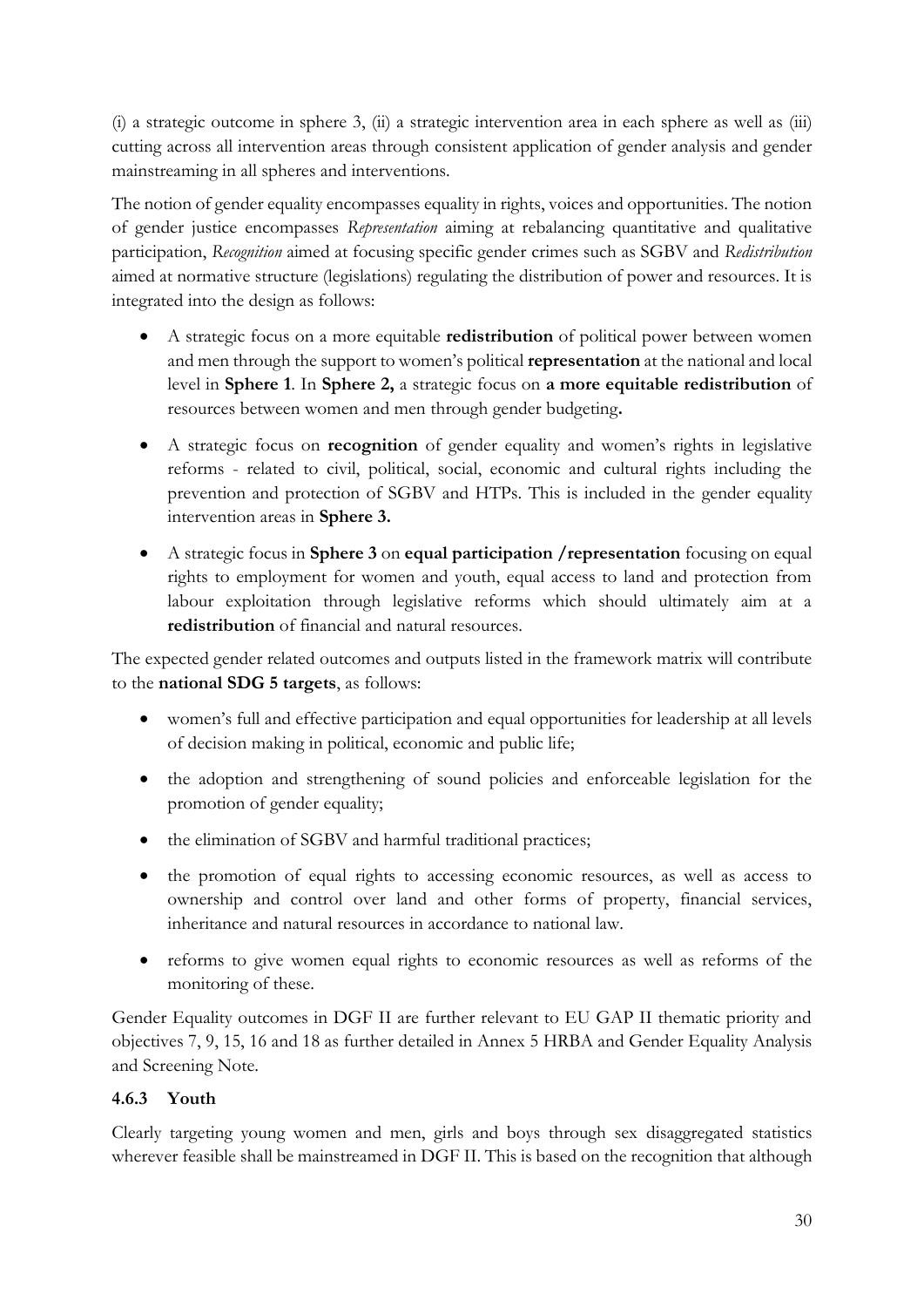(i) a strategic outcome in sphere 3, (ii) a strategic intervention area in each sphere as well as (iii) cutting across all intervention areas through consistent application of gender analysis and gender mainstreaming in all spheres and interventions.

The notion of gender equality encompasses equality in rights, voices and opportunities. The notion of gender justice encompasses *Representation* aiming at rebalancing quantitative and qualitative participation, *Recognition* aimed at focusing specific gender crimes such as SGBV and *Redistribution* aimed at normative structure (legislations) regulating the distribution of power and resources. It is integrated into the design as follows:

- A strategic focus on a more equitable **redistribution** of political power between women and men through the support to women's political **representation** at the national and local level in **Sphere 1**. In **Sphere 2,** a strategic focus on **a more equitable redistribution** of resources between women and men through gender budgeting**.**
- A strategic focus on **recognition** of gender equality and women's rights in legislative reforms - related to civil, political, social, economic and cultural rights including the prevention and protection of SGBV and HTPs. This is included in the gender equality intervention areas in **Sphere 3.**
- A strategic focus in **Sphere 3** on **equal participation /representation** focusing on equal rights to employment for women and youth, equal access to land and protection from labour exploitation through legislative reforms which should ultimately aim at a **redistribution** of financial and natural resources.

The expected gender related outcomes and outputs listed in the framework matrix will contribute to the **national SDG 5 targets**, as follows:

- women's full and effective participation and equal opportunities for leadership at all levels of decision making in political, economic and public life;
- the adoption and strengthening of sound policies and enforceable legislation for the promotion of gender equality;
- the elimination of SGBV and harmful traditional practices;
- the promotion of equal rights to accessing economic resources, as well as access to ownership and control over land and other forms of property, financial services, inheritance and natural resources in accordance to national law.
- reforms to give women equal rights to economic resources as well as reforms of the monitoring of these.

Gender Equality outcomes in DGF II are further relevant to EU GAP II thematic priority and objectives 7, 9, 15, 16 and 18 as further detailed in Annex 5 HRBA and Gender Equality Analysis and Screening Note.

### 4.6.3 Youth

Clearly targeting young women and men, girls and boys through sex disaggregated statistics wherever feasible shall be mainstreamed in DGF II. This is based on the recognition that although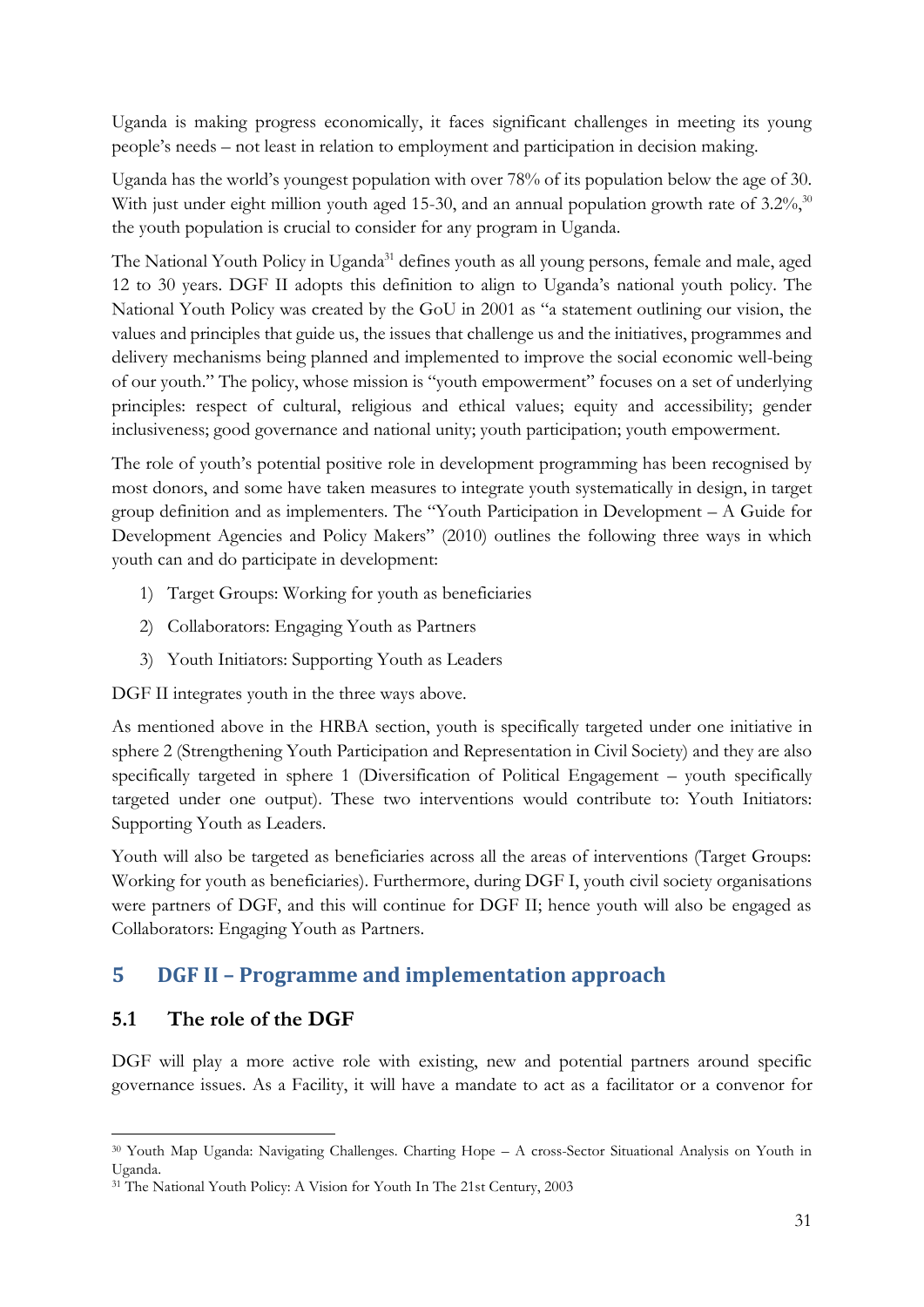Uganda is making progress economically, it faces significant challenges in meeting its young people's needs – not least in relation to employment and participation in decision making.

Uganda has the world's youngest population with over 78% of its population below the age of 30. With just under eight million youth aged 15-30, and an annual population growth rate of 3.2%,[30] the youth population is crucial to consider for any program in Uganda.

The National Youth Policy in Uganda[31] defines youth as all young persons, female and male, aged 12 to 30 years. DGF II adopts this definition to align to Uganda's national youth policy. The National Youth Policy was created by the GoU in 2001 as "a statement outlining our vision, the values and principles that guide us, the issues that challenge us and the initiatives, programmes and delivery mechanisms being planned and implemented to improve the social economic well-being of our youth." The policy, whose mission is "youth empowerment" focuses on a set of underlying principles: respect of cultural, religious and ethical values; equity and accessibility; gender inclusiveness; good governance and national unity; youth participation; youth empowerment.

The role of youth's potential positive role in development programming has been recognised by most donors, and some have taken measures to integrate youth systematically in design, in target group definition and as implementers. The "Youth Participation in Development – A Guide for Development Agencies and Policy Makers" (2010) outlines the following three ways in which youth can and do participate in development:

1) Target Groups: Working for youth as beneficiaries
2) Collaborators: Engaging Youth as Partners
3) Youth Initiators: Supporting Youth as Leaders

DGF II integrates youth in the three ways above.

As mentioned above in the HRBA section, youth is specifically targeted under one initiative in sphere 2 (Strengthening Youth Participation and Representation in Civil Society) and they are also specifically targeted in sphere 1 (Diversification of Political Engagement – youth specifically targeted under one output). These two interventions would contribute to: Youth Initiators: Supporting Youth as Leaders.

Youth will also be targeted as beneficiaries across all the areas of interventions (Target Groups: Working for youth as beneficiaries). Furthermore, during DGF I, youth civil society organisations were partners of DGF, and this will continue for DGF II; hence youth will also be engaged as Collaborators: Engaging Youth as Partners.

## 5 DGF II – Programme and implementation approach

### 5.1 The role of the DGF

DGF will play a more active role with existing, new and potential partners around specific governance issues. As a Facility, it will have a mandate to act as a facilitator or a convenor for

---

[30] Youth Map Uganda: Navigating Challenges. Charting Hope – A cross-Sector Situational Analysis on Youth in Uganda.

[31] The National Youth Policy: A Vision for Youth In The 21st Century, 2003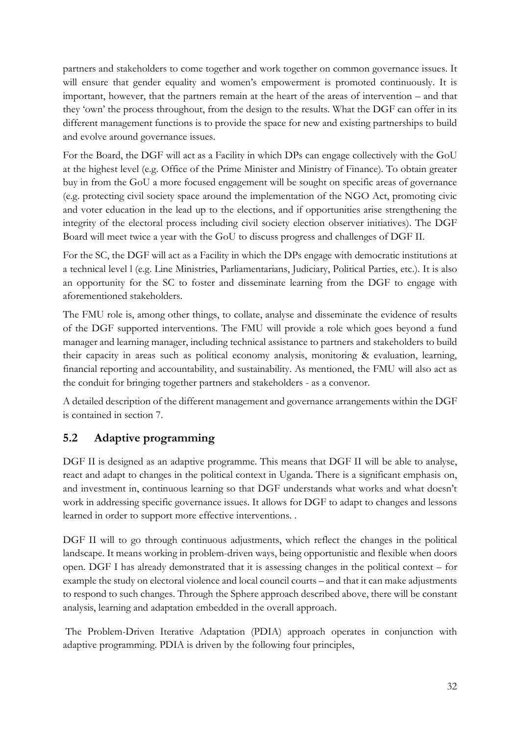partners and stakeholders to come together and work together on common governance issues. It will ensure that gender equality and women's empowerment is promoted continuously. It is important, however, that the partners remain at the heart of the areas of intervention – and that they 'own' the process throughout, from the design to the results. What the DGF can offer in its different management functions is to provide the space for new and existing partnerships to build and evolve around governance issues.

For the Board, the DGF will act as a Facility in which DPs can engage collectively with the GoU at the highest level (e.g. Office of the Prime Minister and Ministry of Finance). To obtain greater buy in from the GoU a more focused engagement will be sought on specific areas of governance (e.g. protecting civil society space around the implementation of the NGO Act, promoting civic and voter education in the lead up to the elections, and if opportunities arise strengthening the integrity of the electoral process including civil society election observer initiatives). The DGF Board will meet twice a year with the GoU to discuss progress and challenges of DGF II.

For the SC, the DGF will act as a Facility in which the DPs engage with democratic institutions at a technical level l (e.g. Line Ministries, Parliamentarians, Judiciary, Political Parties, etc.). It is also an opportunity for the SC to foster and disseminate learning from the DGF to engage with aforementioned stakeholders.

The FMU role is, among other things, to collate, analyse and disseminate the evidence of results of the DGF supported interventions. The FMU will provide a role which goes beyond a fund manager and learning manager, including technical assistance to partners and stakeholders to build their capacity in areas such as political economy analysis, monitoring & evaluation, learning, financial reporting and accountability, and sustainability. As mentioned, the FMU will also act as the conduit for bringing together partners and stakeholders - as a convenor.

A detailed description of the different management and governance arrangements within the DGF is contained in section 7.

## 5.2 Adaptive programming

DGF II is designed as an adaptive programme. This means that DGF II will be able to analyse, react and adapt to changes in the political context in Uganda. There is a significant emphasis on, and investment in, continuous learning so that DGF understands what works and what doesn't work in addressing specific governance issues. It allows for DGF to adapt to changes and lessons learned in order to support more effective interventions. .

DGF II will to go through continuous adjustments, which reflect the changes in the political landscape. It means working in problem-driven ways, being opportunistic and flexible when doors open. DGF I has already demonstrated that it is assessing changes in the political context – for example the study on electoral violence and local council courts – and that it can make adjustments to respond to such changes. Through the Sphere approach described above, there will be constant analysis, learning and adaptation embedded in the overall approach.

The Problem-Driven Iterative Adaptation (PDIA) approach operates in conjunction with adaptive programming. PDIA is driven by the following four principles,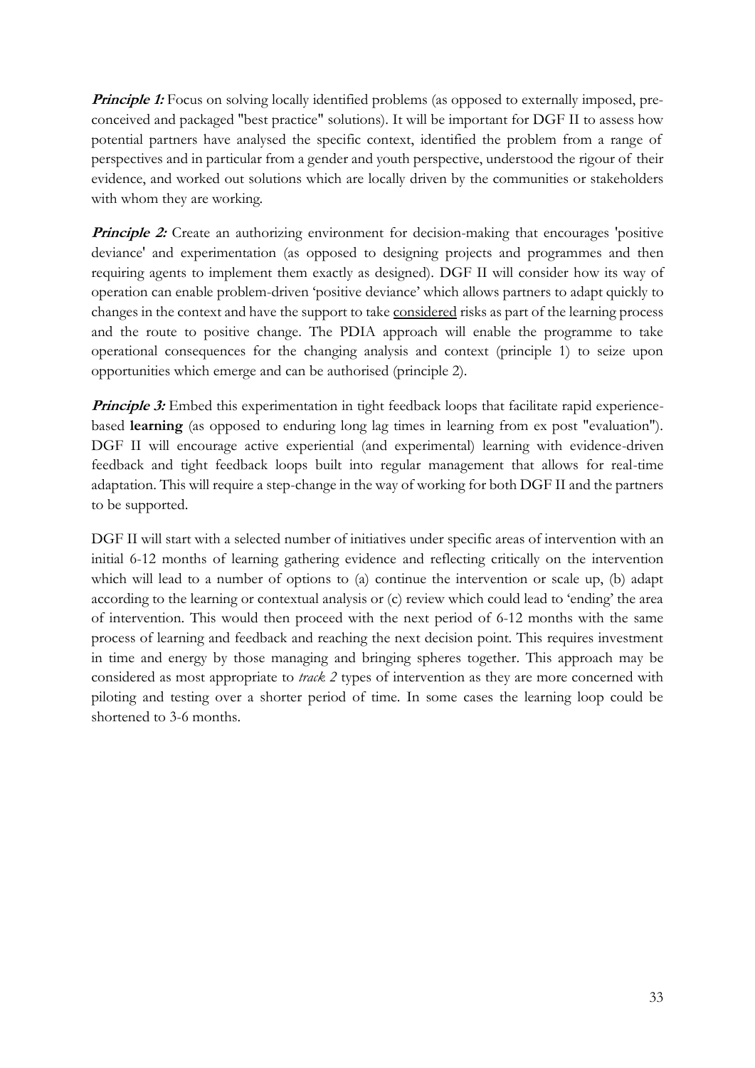***Principle 1:*** Focus on solving locally identified problems (as opposed to externally imposed, pre-conceived and packaged "best practice" solutions). It will be important for DGF II to assess how potential partners have analysed the specific context, identified the problem from a range of perspectives and in particular from a gender and youth perspective, understood the rigour of their evidence, and worked out solutions which are locally driven by the communities or stakeholders with whom they are working.

***Principle 2:*** Create an authorizing environment for decision-making that encourages 'positive deviance' and experimentation (as opposed to designing projects and programmes and then requiring agents to implement them exactly as designed). DGF II will consider how its way of operation can enable problem-driven 'positive deviance' which allows partners to adapt quickly to changes in the context and have the support to take <u>considered</u> risks as part of the learning process and the route to positive change. The PDIA approach will enable the programme to take operational consequences for the changing analysis and context (principle 1) to seize upon opportunities which emerge and can be authorised (principle 2).

***Principle 3:*** Embed this experimentation in tight feedback loops that facilitate rapid experience-based **learning** (as opposed to enduring long lag times in learning from ex post "evaluation"). DGF II will encourage active experiential (and experimental) learning with evidence-driven feedback and tight feedback loops built into regular management that allows for real-time adaptation. This will require a step-change in the way of working for both DGF II and the partners to be supported.

DGF II will start with a selected number of initiatives under specific areas of intervention with an initial 6-12 months of learning gathering evidence and reflecting critically on the intervention which will lead to a number of options to (a) continue the intervention or scale up, (b) adapt according to the learning or contextual analysis or (c) review which could lead to 'ending' the area of intervention. This would then proceed with the next period of 6-12 months with the same process of learning and feedback and reaching the next decision point. This requires investment in time and energy by those managing and bringing spheres together. This approach may be considered as most appropriate to *track 2* types of intervention as they are more concerned with piloting and testing over a shorter period of time. In some cases the learning loop could be shortened to 3-6 months.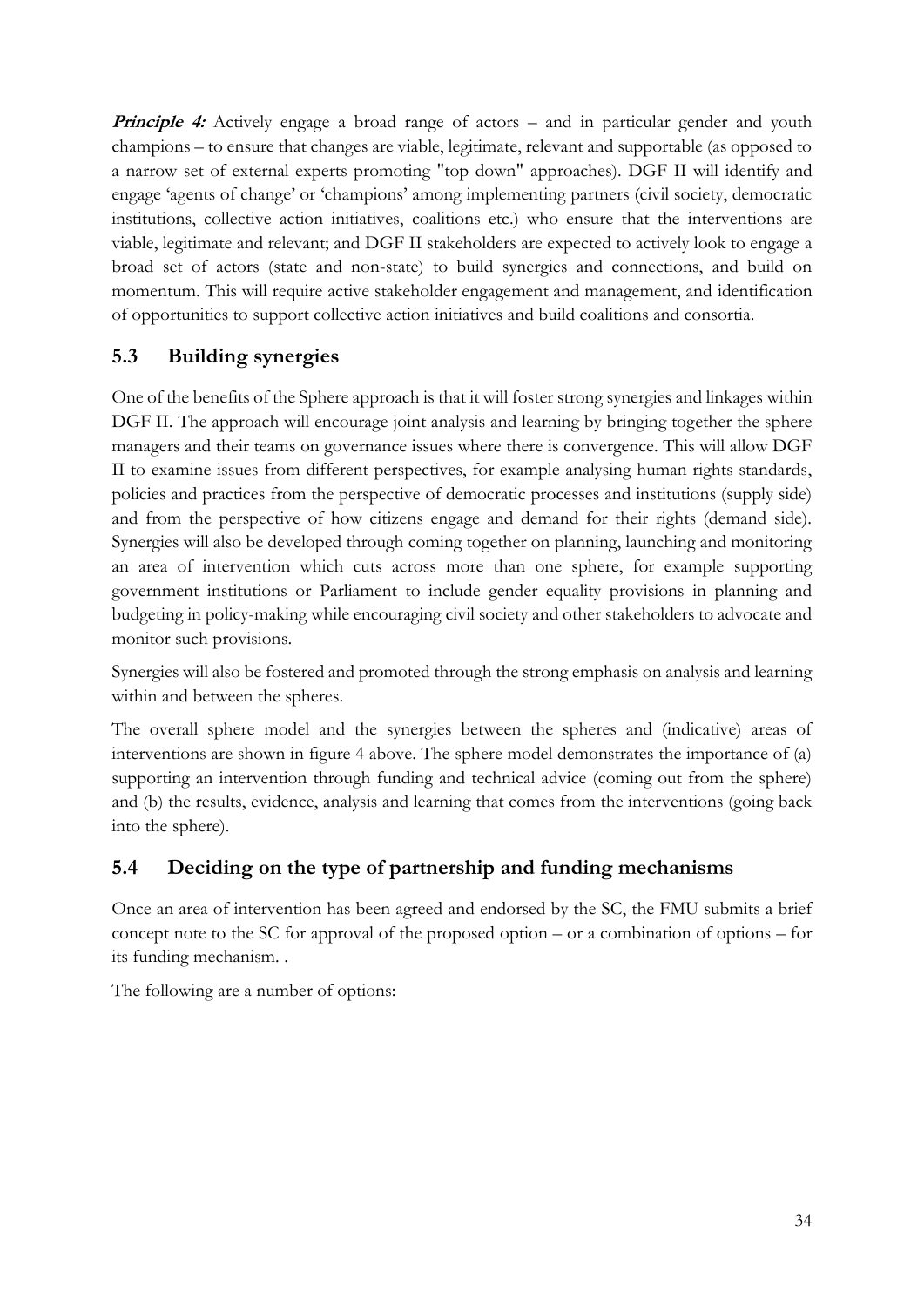***Principle 4:*** Actively engage a broad range of actors – and in particular gender and youth champions – to ensure that changes are viable, legitimate, relevant and supportable (as opposed to a narrow set of external experts promoting "top down" approaches). DGF II will identify and engage 'agents of change' or 'champions' among implementing partners (civil society, democratic institutions, collective action initiatives, coalitions etc.) who ensure that the interventions are viable, legitimate and relevant; and DGF II stakeholders are expected to actively look to engage a broad set of actors (state and non-state) to build synergies and connections, and build on momentum. This will require active stakeholder engagement and management, and identification of opportunities to support collective action initiatives and build coalitions and consortia.

## 5.3 Building synergies

One of the benefits of the Sphere approach is that it will foster strong synergies and linkages within DGF II. The approach will encourage joint analysis and learning by bringing together the sphere managers and their teams on governance issues where there is convergence. This will allow DGF II to examine issues from different perspectives, for example analysing human rights standards, policies and practices from the perspective of democratic processes and institutions (supply side) and from the perspective of how citizens engage and demand for their rights (demand side). Synergies will also be developed through coming together on planning, launching and monitoring an area of intervention which cuts across more than one sphere, for example supporting government institutions or Parliament to include gender equality provisions in planning and budgeting in policy-making while encouraging civil society and other stakeholders to advocate and monitor such provisions.

Synergies will also be fostered and promoted through the strong emphasis on analysis and learning within and between the spheres.

The overall sphere model and the synergies between the spheres and (indicative) areas of interventions are shown in figure 4 above. The sphere model demonstrates the importance of (a) supporting an intervention through funding and technical advice (coming out from the sphere) and (b) the results, evidence, analysis and learning that comes from the interventions (going back into the sphere).

## 5.4 Deciding on the type of partnership and funding mechanisms

Once an area of intervention has been agreed and endorsed by the SC, the FMU submits a brief concept note to the SC for approval of the proposed option – or a combination of options – for its funding mechanism. .

The following are a number of options: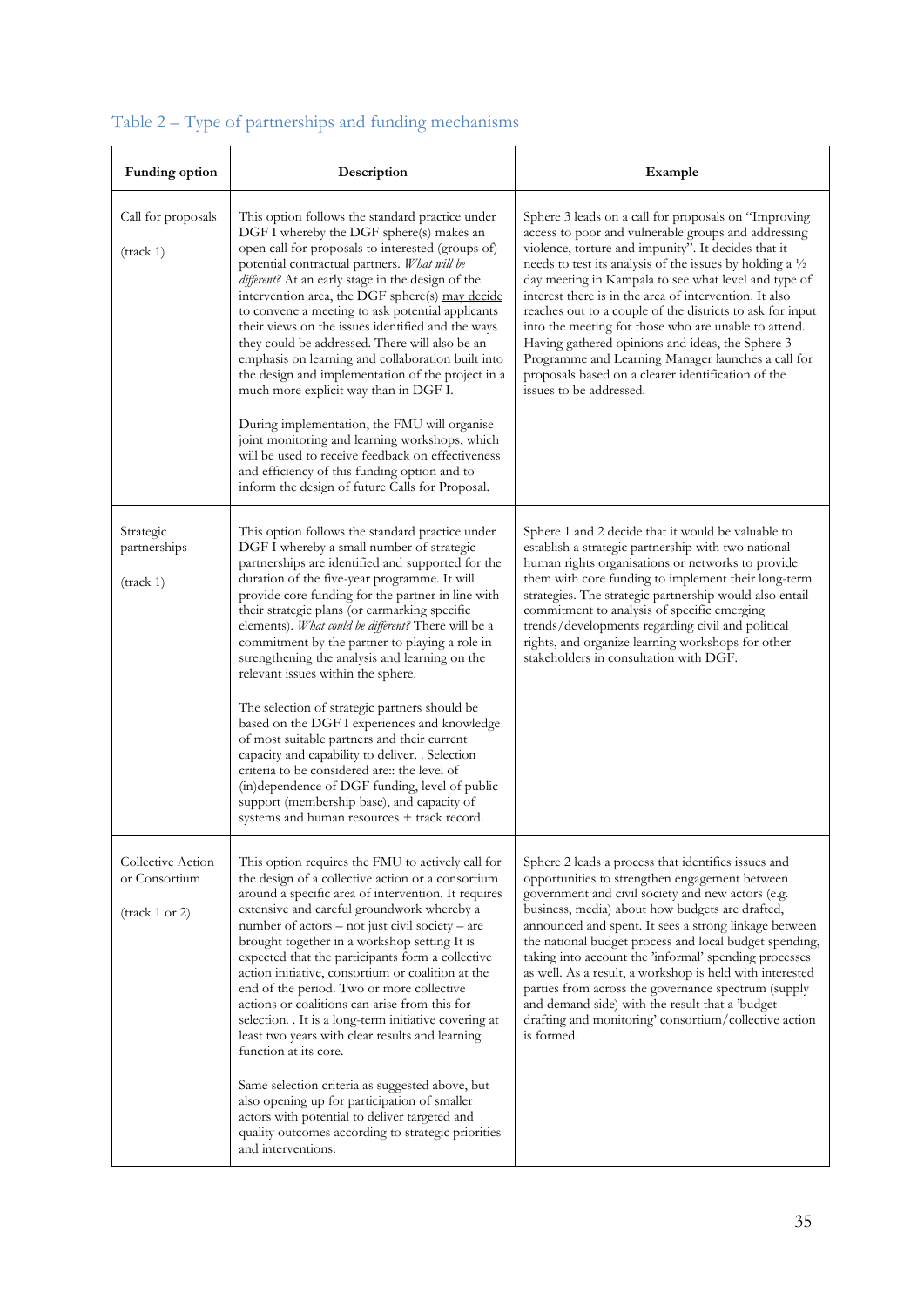Table 2 – Type of partnerships and funding mechanisms

| Funding option | Description | Example |
|---|---|---|
| Call for proposals<br><br>(track 1) | This option follows the standard practice under DGF I whereby the DGF sphere(s) makes an open call for proposals to interested (groups of) potential contractual partners. *What will be different?* At an early stage in the design of the intervention area, the DGF sphere(s) may decide to convene a meeting to ask potential applicants their views on the issues identified and the ways they could be addressed. There will also be an emphasis on learning and collaboration built into the design and implementation of the project in a much more explicit way than in DGF I.<br><br>During implementation, the FMU will organise joint monitoring and learning workshops, which will be used to receive feedback on effectiveness and efficiency of this funding option and to inform the design of future Calls for Proposal. | Sphere 3 leads on a call for proposals on "Improving access to poor and vulnerable groups and addressing violence, torture and impunity". It decides that it needs to test its analysis of the issues by holding a ½ day meeting in Kampala to see what level and type of interest there is in the area of intervention. It also reaches out to a couple of the districts to ask for input into the meeting for those who are unable to attend. Having gathered opinions and ideas, the Sphere 3 Programme and Learning Manager launches a call for proposals based on a clearer identification of the issues to be addressed. |
| Strategic partnerships<br><br>(track 1) | This option follows the standard practice under DGF I whereby a small number of strategic partnerships are identified and supported for the duration of the five-year programme. It will provide core funding for the partner in line with their strategic plans (or earmarking specific elements). *What could be different?* There will be a commitment by the partner to playing a role in strengthening the analysis and learning on the relevant issues within the sphere.<br><br>The selection of strategic partners should be based on the DGF I experiences and knowledge of most suitable partners and their current capacity and capability to deliver. . Selection criteria to be considered are:: the level of (in)dependence of DGF funding, level of public support (membership base), and capacity of systems and human resources + track record. | Sphere 1 and 2 decide that it would be valuable to establish a strategic partnership with two national human rights organisations or networks to provide them with core funding to implement their long-term strategies. The strategic partnership would also entail commitment to analysis of specific emerging trends/developments regarding civil and political rights, and organize learning workshops for other stakeholders in consultation with DGF. |
| Collective Action or Consortium<br><br>(track 1 or 2) | This option requires the FMU to actively call for the design of a collective action or a consortium around a specific area of intervention. It requires extensive and careful groundwork whereby a number of actors – not just civil society – are brought together in a workshop setting It is expected that the participants form a collective action initiative, consortium or coalition at the end of the period. Two or more collective actions or coalitions can arise from this for selection. . It is a long-term initiative covering at least two years with clear results and learning function at its core.<br><br>Same selection criteria as suggested above, but also opening up for participation of smaller actors with potential to deliver targeted and quality outcomes according to strategic priorities and interventions. | Sphere 2 leads a process that identifies issues and opportunities to strengthen engagement between government and civil society and new actors (e.g. business, media) about how budgets are drafted, announced and spent. It sees a strong linkage between the national budget process and local budget spending, taking into account the 'informal' spending processes as well. As a result, a workshop is held with interested parties from across the governance spectrum (supply and demand side) with the result that a 'budget drafting and monitoring' consortium/collective action is formed. |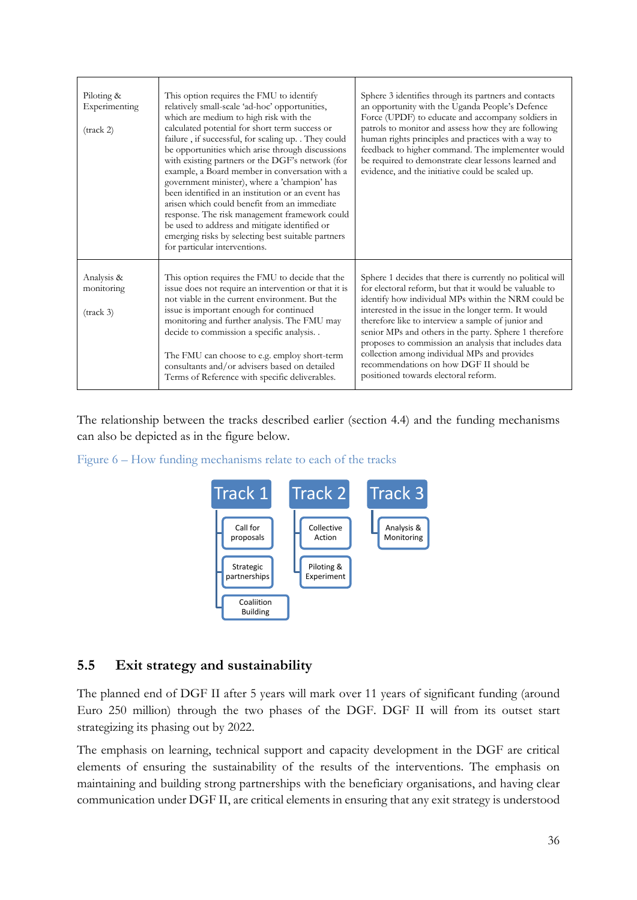| Piloting & Experimenting (track 2) | This option requires the FMU to identify relatively small-scale 'ad-hoc' opportunities, which are medium to high risk with the calculated potential for short term success or failure , if successful, for scaling up. . They could be opportunities which arise through discussions with existing partners or the DGF's network (for example, a Board member in conversation with a government minister), where a 'champion' has been identified in an institution or an event has arisen which could benefit from an immediate response. The risk management framework could be used to address and mitigate identified or emerging risks by selecting best suitable partners for particular interventions. | Sphere 3 identifies through its partners and contacts an opportunity with the Uganda People's Defence Force (UPDF) to educate and accompany soldiers in patrols to monitor and assess how they are following human rights principles and practices with a way to feedback to higher command. The implementer would be required to demonstrate clear lessons learned and evidence, and the initiative could be scaled up. |
|---|---|---|
| Analysis & monitoring (track 3) | This option requires the FMU to decide that the issue does not require an intervention or that it is not viable in the current environment. But the issue is important enough for continued monitoring and further analysis. The FMU may decide to commission a specific analysis. . The FMU can choose to e.g. employ short-term consultants and/or advisers based on detailed Terms of Reference with specific deliverables. | Sphere 1 decides that there is currently no political will for electoral reform, but that it would be valuable to identify how individual MPs within the NRM could be interested in the issue in the longer term. It would therefore like to interview a sample of junior and senior MPs and others in the party. Sphere 1 therefore proposes to commission an analysis that includes data collection among individual MPs and provides recommendations on how DGF II should be positioned towards electoral reform. |

The relationship between the tracks described earlier (section 4.4) and the funding mechanisms can also be depicted as in the figure below.

Figure 6 – How funding mechanisms relate to each of the tracks

- **Track 1**
  - Call for proposals
  - Strategic partnerships
  - Coaliition Building
- **Track 2**
  - Collective Action
  - Piloting & Experiment
- **Track 3**
  - Analysis & Monitoring

## 5.5 Exit strategy and sustainability

The planned end of DGF II after 5 years will mark over 11 years of significant funding (around Euro 250 million) through the two phases of the DGF. DGF II will from its outset start strategizing its phasing out by 2022.

The emphasis on learning, technical support and capacity development in the DGF are critical elements of ensuring the sustainability of the results of the interventions. The emphasis on maintaining and building strong partnerships with the beneficiary organisations, and having clear communication under DGF II, are critical elements in ensuring that any exit strategy is understood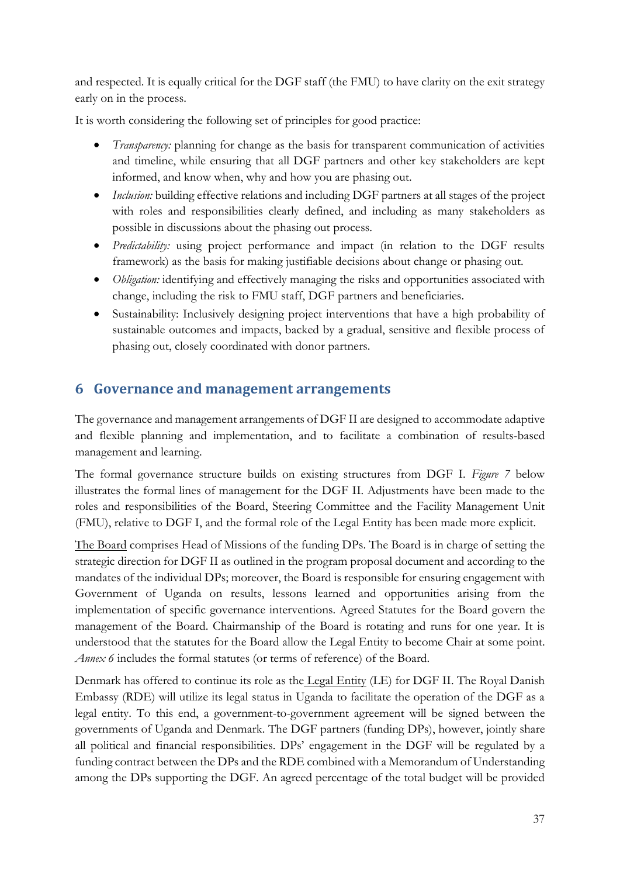and respected. It is equally critical for the DGF staff (the FMU) to have clarity on the exit strategy early on in the process.

It is worth considering the following set of principles for good practice:

- *Transparency:* planning for change as the basis for transparent communication of activities and timeline, while ensuring that all DGF partners and other key stakeholders are kept informed, and know when, why and how you are phasing out.
- *Inclusion:* building effective relations and including DGF partners at all stages of the project with roles and responsibilities clearly defined, and including as many stakeholders as possible in discussions about the phasing out process.
- *Predictability:* using project performance and impact (in relation to the DGF results framework) as the basis for making justifiable decisions about change or phasing out.
- *Obligation:* identifying and effectively managing the risks and opportunities associated with change, including the risk to FMU staff, DGF partners and beneficiaries.
- Sustainability: Inclusively designing project interventions that have a high probability of sustainable outcomes and impacts, backed by a gradual, sensitive and flexible process of phasing out, closely coordinated with donor partners.

# 6 Governance and management arrangements

The governance and management arrangements of DGF II are designed to accommodate adaptive and flexible planning and implementation, and to facilitate a combination of results-based management and learning.

The formal governance structure builds on existing structures from DGF I. *Figure 7* below illustrates the formal lines of management for the DGF II. Adjustments have been made to the roles and responsibilities of the Board, Steering Committee and the Facility Management Unit (FMU), relative to DGF I, and the formal role of the Legal Entity has been made more explicit.

<u>The Board</u> comprises Head of Missions of the funding DPs. The Board is in charge of setting the strategic direction for DGF II as outlined in the program proposal document and according to the mandates of the individual DPs; moreover, the Board is responsible for ensuring engagement with Government of Uganda on results, lessons learned and opportunities arising from the implementation of specific governance interventions. Agreed Statutes for the Board govern the management of the Board. Chairmanship of the Board is rotating and runs for one year. It is understood that the statutes for the Board allow the Legal Entity to become Chair at some point. *Annex 6* includes the formal statutes (or terms of reference) of the Board.

Denmark has offered to continue its role as the <u>Legal Entity</u> (LE) for DGF II. The Royal Danish Embassy (RDE) will utilize its legal status in Uganda to facilitate the operation of the DGF as a legal entity. To this end, a government-to-government agreement will be signed between the governments of Uganda and Denmark. The DGF partners (funding DPs), however, jointly share all political and financial responsibilities. DPs' engagement in the DGF will be regulated by a funding contract between the DPs and the RDE combined with a Memorandum of Understanding among the DPs supporting the DGF. An agreed percentage of the total budget will be provided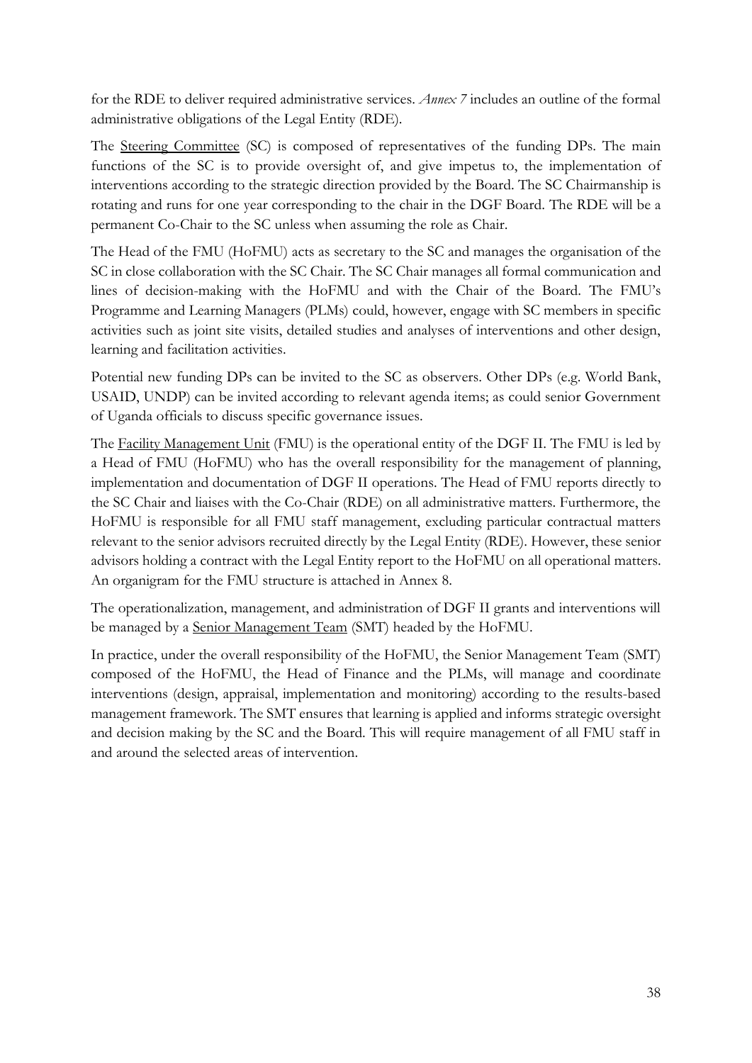for the RDE to deliver required administrative services. *Annex 7* includes an outline of the formal administrative obligations of the Legal Entity (RDE).

The Steering Committee (SC) is composed of representatives of the funding DPs. The main functions of the SC is to provide oversight of, and give impetus to, the implementation of interventions according to the strategic direction provided by the Board. The SC Chairmanship is rotating and runs for one year corresponding to the chair in the DGF Board. The RDE will be a permanent Co-Chair to the SC unless when assuming the role as Chair.

The Head of the FMU (HoFMU) acts as secretary to the SC and manages the organisation of the SC in close collaboration with the SC Chair. The SC Chair manages all formal communication and lines of decision-making with the HoFMU and with the Chair of the Board. The FMU's Programme and Learning Managers (PLMs) could, however, engage with SC members in specific activities such as joint site visits, detailed studies and analyses of interventions and other design, learning and facilitation activities.

Potential new funding DPs can be invited to the SC as observers. Other DPs (e.g. World Bank, USAID, UNDP) can be invited according to relevant agenda items; as could senior Government of Uganda officials to discuss specific governance issues.

The Facility Management Unit (FMU) is the operational entity of the DGF II. The FMU is led by a Head of FMU (HoFMU) who has the overall responsibility for the management of planning, implementation and documentation of DGF II operations. The Head of FMU reports directly to the SC Chair and liaises with the Co-Chair (RDE) on all administrative matters. Furthermore, the HoFMU is responsible for all FMU staff management, excluding particular contractual matters relevant to the senior advisors recruited directly by the Legal Entity (RDE). However, these senior advisors holding a contract with the Legal Entity report to the HoFMU on all operational matters. An organigram for the FMU structure is attached in Annex 8.

The operationalization, management, and administration of DGF II grants and interventions will be managed by a Senior Management Team (SMT) headed by the HoFMU.

In practice, under the overall responsibility of the HoFMU, the Senior Management Team (SMT) composed of the HoFMU, the Head of Finance and the PLMs, will manage and coordinate interventions (design, appraisal, implementation and monitoring) according to the results-based management framework. The SMT ensures that learning is applied and informs strategic oversight and decision making by the SC and the Board. This will require management of all FMU staff in and around the selected areas of intervention.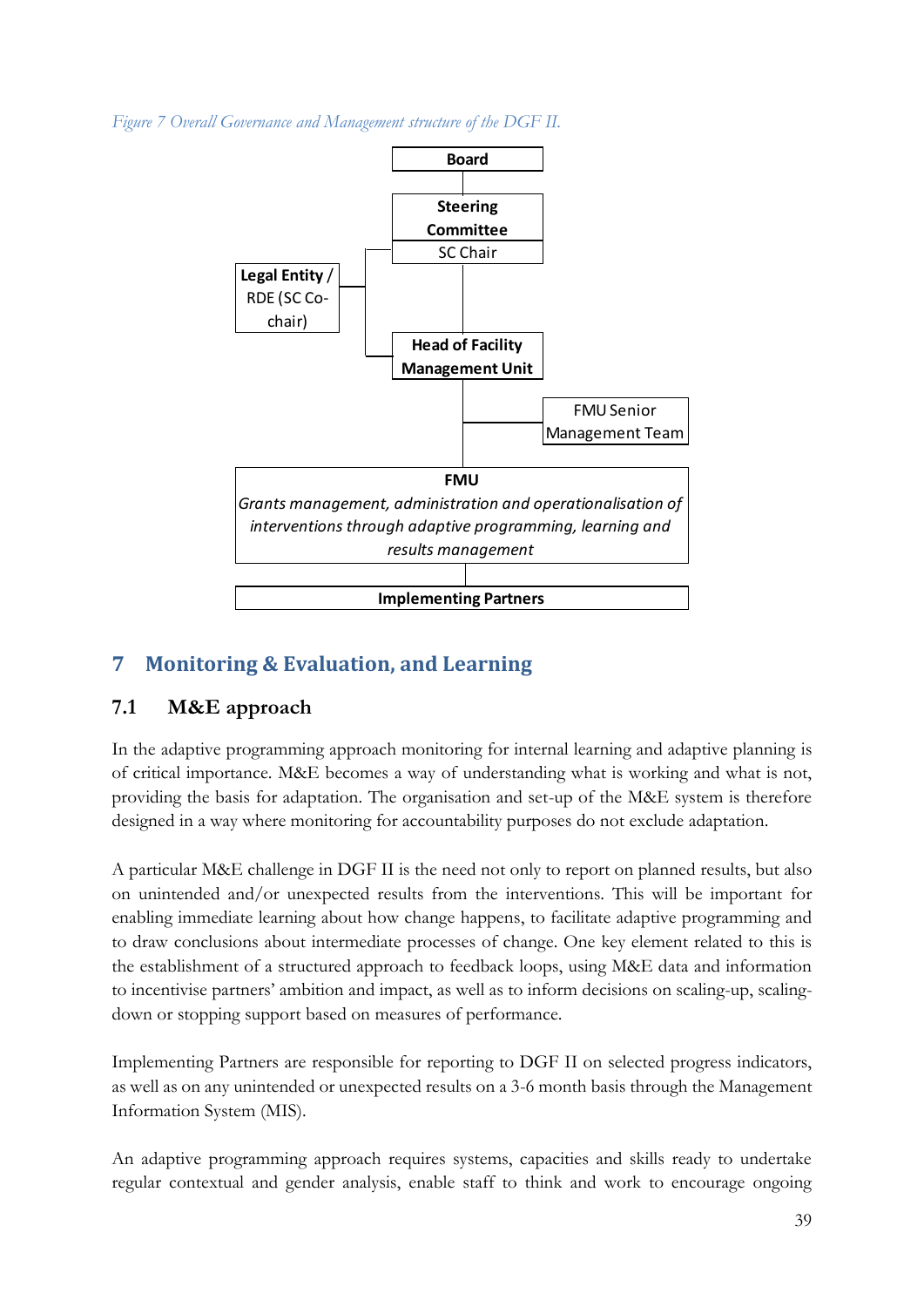*Figure 7 Overall Governance and Management structure of the DGF II.*

**Board**

**Steering Committee**
SC Chair

**Legal Entity /** RDE (SC Co-chair)

**Head of Facility Management Unit**

FMU Senior Management Team

**FMU**
*Grants management, administration and operationalisation of interventions through adaptive programming, learning and results management*

**Implementing Partners**

# 7 Monitoring & Evaluation, and Learning

## 7.1 M&E approach

In the adaptive programming approach monitoring for internal learning and adaptive planning is of critical importance. M&E becomes a way of understanding what is working and what is not, providing the basis for adaptation. The organisation and set-up of the M&E system is therefore designed in a way where monitoring for accountability purposes do not exclude adaptation.

A particular M&E challenge in DGF II is the need not only to report on planned results, but also on unintended and/or unexpected results from the interventions. This will be important for enabling immediate learning about how change happens, to facilitate adaptive programming and to draw conclusions about intermediate processes of change. One key element related to this is the establishment of a structured approach to feedback loops, using M&E data and information to incentivise partners' ambition and impact, as well as to inform decisions on scaling-up, scaling-down or stopping support based on measures of performance.

Implementing Partners are responsible for reporting to DGF II on selected progress indicators, as well as on any unintended or unexpected results on a 3-6 month basis through the Management Information System (MIS).

An adaptive programming approach requires systems, capacities and skills ready to undertake regular contextual and gender analysis, enable staff to think and work to encourage ongoing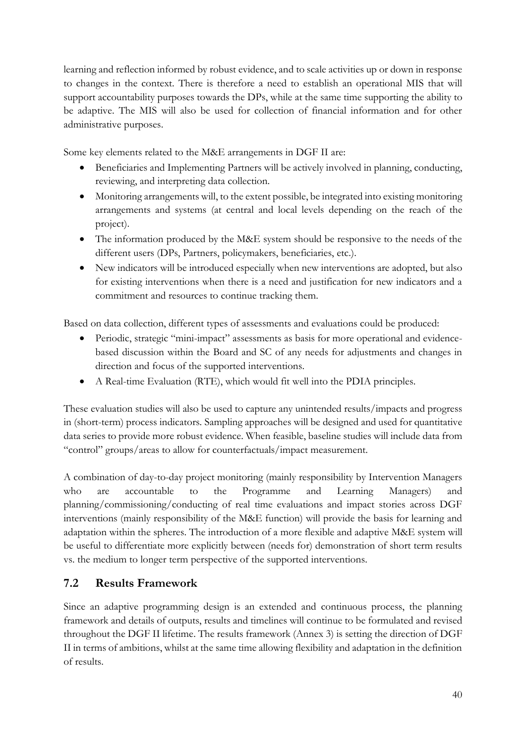learning and reflection informed by robust evidence, and to scale activities up or down in response to changes in the context. There is therefore a need to establish an operational MIS that will support accountability purposes towards the DPs, while at the same time supporting the ability to be adaptive. The MIS will also be used for collection of financial information and for other administrative purposes.

Some key elements related to the M&E arrangements in DGF II are:

- Beneficiaries and Implementing Partners will be actively involved in planning, conducting, reviewing, and interpreting data collection.
- Monitoring arrangements will, to the extent possible, be integrated into existing monitoring arrangements and systems (at central and local levels depending on the reach of the project).
- The information produced by the M&E system should be responsive to the needs of the different users (DPs, Partners, policymakers, beneficiaries, etc.).
- New indicators will be introduced especially when new interventions are adopted, but also for existing interventions when there is a need and justification for new indicators and a commitment and resources to continue tracking them.

Based on data collection, different types of assessments and evaluations could be produced:

- Periodic, strategic "mini-impact" assessments as basis for more operational and evidence-based discussion within the Board and SC of any needs for adjustments and changes in direction and focus of the supported interventions.
- A Real-time Evaluation (RTE), which would fit well into the PDIA principles.

These evaluation studies will also be used to capture any unintended results/impacts and progress in (short-term) process indicators. Sampling approaches will be designed and used for quantitative data series to provide more robust evidence. When feasible, baseline studies will include data from "control" groups/areas to allow for counterfactuals/impact measurement.

A combination of day-to-day project monitoring (mainly responsibility by Intervention Managers who are accountable to the Programme and Learning Managers) and planning/commissioning/conducting of real time evaluations and impact stories across DGF interventions (mainly responsibility of the M&E function) will provide the basis for learning and adaptation within the spheres. The introduction of a more flexible and adaptive M&E system will be useful to differentiate more explicitly between (needs for) demonstration of short term results vs. the medium to longer term perspective of the supported interventions.

## 7.2 Results Framework

Since an adaptive programming design is an extended and continuous process, the planning framework and details of outputs, results and timelines will continue to be formulated and revised throughout the DGF II lifetime. The results framework (Annex 3) is setting the direction of DGF II in terms of ambitions, whilst at the same time allowing flexibility and adaptation in the definition of results.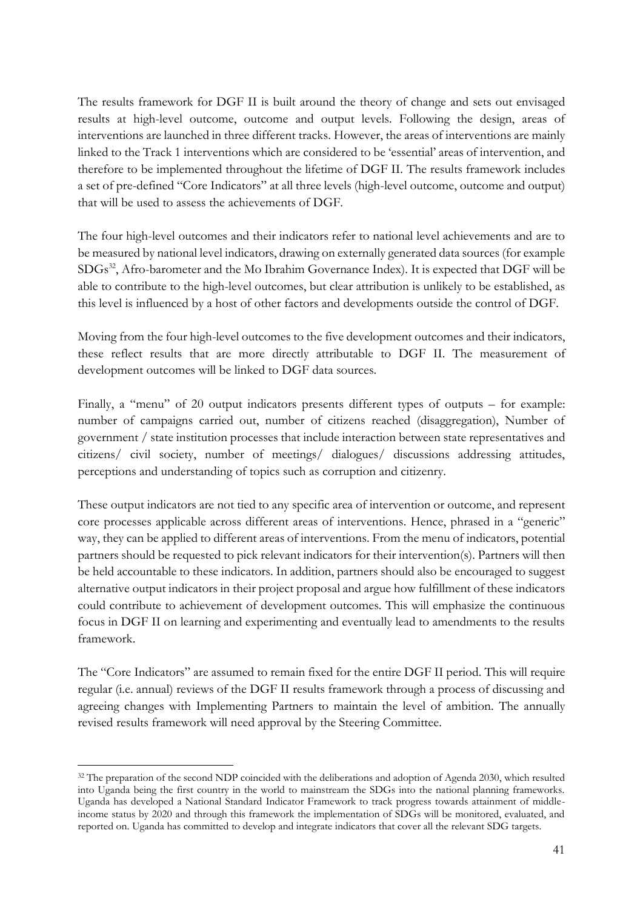The results framework for DGF II is built around the theory of change and sets out envisaged results at high-level outcome, outcome and output levels. Following the design, areas of interventions are launched in three different tracks. However, the areas of interventions are mainly linked to the Track 1 interventions which are considered to be 'essential' areas of intervention, and therefore to be implemented throughout the lifetime of DGF II. The results framework includes a set of pre-defined "Core Indicators" at all three levels (high-level outcome, outcome and output) that will be used to assess the achievements of DGF.

The four high-level outcomes and their indicators refer to national level achievements and are to be measured by national level indicators, drawing on externally generated data sources (for example SDGs[32], Afro-barometer and the Mo Ibrahim Governance Index). It is expected that DGF will be able to contribute to the high-level outcomes, but clear attribution is unlikely to be established, as this level is influenced by a host of other factors and developments outside the control of DGF.

Moving from the four high-level outcomes to the five development outcomes and their indicators, these reflect results that are more directly attributable to DGF II. The measurement of development outcomes will be linked to DGF data sources.

Finally, a "menu" of 20 output indicators presents different types of outputs – for example: number of campaigns carried out, number of citizens reached (disaggregation), Number of government / state institution processes that include interaction between state representatives and citizens/ civil society, number of meetings/ dialogues/ discussions addressing attitudes, perceptions and understanding of topics such as corruption and citizenry.

These output indicators are not tied to any specific area of intervention or outcome, and represent core processes applicable across different areas of interventions. Hence, phrased in a "generic" way, they can be applied to different areas of interventions. From the menu of indicators, potential partners should be requested to pick relevant indicators for their intervention(s). Partners will then be held accountable to these indicators. In addition, partners should also be encouraged to suggest alternative output indicators in their project proposal and argue how fulfillment of these indicators could contribute to achievement of development outcomes. This will emphasize the continuous focus in DGF II on learning and experimenting and eventually lead to amendments to the results framework.

The "Core Indicators" are assumed to remain fixed for the entire DGF II period. This will require regular (i.e. annual) reviews of the DGF II results framework through a process of discussing and agreeing changes with Implementing Partners to maintain the level of ambition. The annually revised results framework will need approval by the Steering Committee.

---

[32] The preparation of the second NDP coincided with the deliberations and adoption of Agenda 2030, which resulted into Uganda being the first country in the world to mainstream the SDGs into the national planning frameworks. Uganda has developed a National Standard Indicator Framework to track progress towards attainment of middle-income status by 2020 and through this framework the implementation of SDGs will be monitored, evaluated, and reported on. Uganda has committed to develop and integrate indicators that cover all the relevant SDG targets.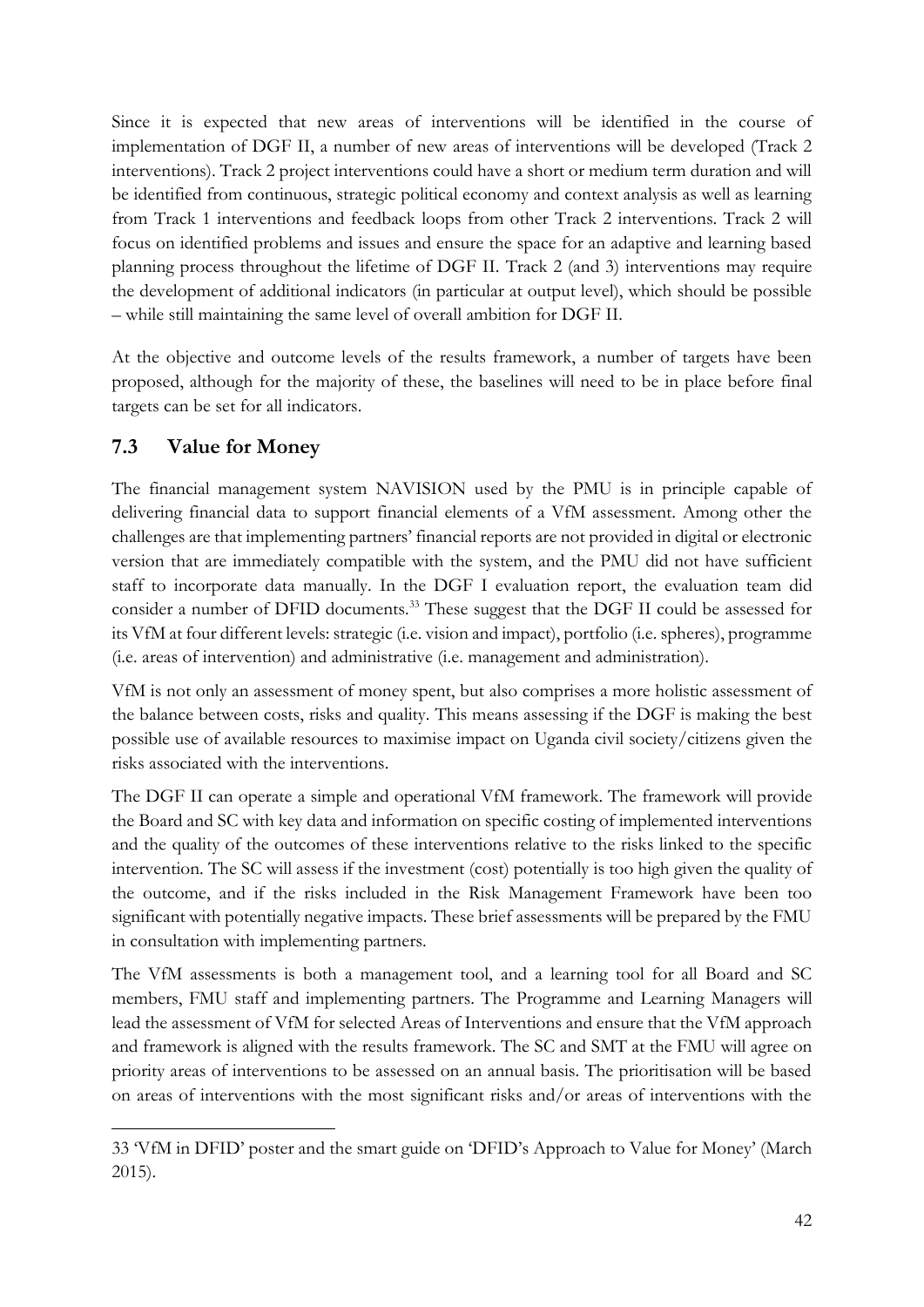Since it is expected that new areas of interventions will be identified in the course of implementation of DGF II, a number of new areas of interventions will be developed (Track 2 interventions). Track 2 project interventions could have a short or medium term duration and will be identified from continuous, strategic political economy and context analysis as well as learning from Track 1 interventions and feedback loops from other Track 2 interventions. Track 2 will focus on identified problems and issues and ensure the space for an adaptive and learning based planning process throughout the lifetime of DGF II. Track 2 (and 3) interventions may require the development of additional indicators (in particular at output level), which should be possible – while still maintaining the same level of overall ambition for DGF II.

At the objective and outcome levels of the results framework, a number of targets have been proposed, although for the majority of these, the baselines will need to be in place before final targets can be set for all indicators.

## 7.3 Value for Money

The financial management system NAVISION used by the PMU is in principle capable of delivering financial data to support financial elements of a VfM assessment. Among other the challenges are that implementing partners' financial reports are not provided in digital or electronic version that are immediately compatible with the system, and the PMU did not have sufficient staff to incorporate data manually. In the DGF I evaluation report, the evaluation team did consider a number of DFID documents.[33] These suggest that the DGF II could be assessed for its VfM at four different levels: strategic (i.e. vision and impact), portfolio (i.e. spheres), programme (i.e. areas of intervention) and administrative (i.e. management and administration).

VfM is not only an assessment of money spent, but also comprises a more holistic assessment of the balance between costs, risks and quality. This means assessing if the DGF is making the best possible use of available resources to maximise impact on Uganda civil society/citizens given the risks associated with the interventions.

The DGF II can operate a simple and operational VfM framework. The framework will provide the Board and SC with key data and information on specific costing of implemented interventions and the quality of the outcomes of these interventions relative to the risks linked to the specific intervention. The SC will assess if the investment (cost) potentially is too high given the quality of the outcome, and if the risks included in the Risk Management Framework have been too significant with potentially negative impacts. These brief assessments will be prepared by the FMU in consultation with implementing partners.

The VfM assessments is both a management tool, and a learning tool for all Board and SC members, FMU staff and implementing partners. The Programme and Learning Managers will lead the assessment of VfM for selected Areas of Interventions and ensure that the VfM approach and framework is aligned with the results framework. The SC and SMT at the FMU will agree on priority areas of interventions to be assessed on an annual basis. The prioritisation will be based on areas of interventions with the most significant risks and/or areas of interventions with the

---

33 'VfM in DFID' poster and the smart guide on 'DFID's Approach to Value for Money' (March 2015).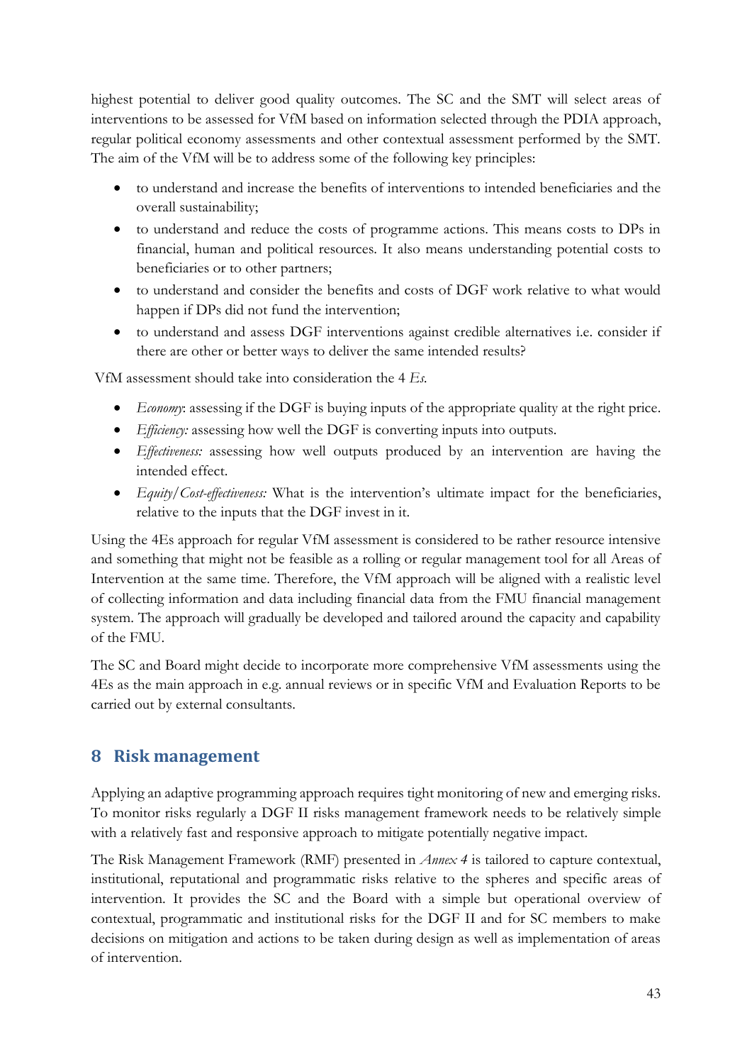highest potential to deliver good quality outcomes. The SC and the SMT will select areas of interventions to be assessed for VfM based on information selected through the PDIA approach, regular political economy assessments and other contextual assessment performed by the SMT. The aim of the VfM will be to address some of the following key principles:

- to understand and increase the benefits of interventions to intended beneficiaries and the overall sustainability;
- to understand and reduce the costs of programme actions. This means costs to DPs in financial, human and political resources. It also means understanding potential costs to beneficiaries or to other partners;
- to understand and consider the benefits and costs of DGF work relative to what would happen if DPs did not fund the intervention;
- to understand and assess DGF interventions against credible alternatives i.e. consider if there are other or better ways to deliver the same intended results?

VfM assessment should take into consideration the 4 *Es*.

- *Economy*: assessing if the DGF is buying inputs of the appropriate quality at the right price.
- *Efficiency:* assessing how well the DGF is converting inputs into outputs.
- *Effectiveness:* assessing how well outputs produced by an intervention are having the intended effect.
- *Equity/Cost-effectiveness:* What is the intervention's ultimate impact for the beneficiaries, relative to the inputs that the DGF invest in it.

Using the 4Es approach for regular VfM assessment is considered to be rather resource intensive and something that might not be feasible as a rolling or regular management tool for all Areas of Intervention at the same time. Therefore, the VfM approach will be aligned with a realistic level of collecting information and data including financial data from the FMU financial management system. The approach will gradually be developed and tailored around the capacity and capability of the FMU.

The SC and Board might decide to incorporate more comprehensive VfM assessments using the 4Es as the main approach in e.g. annual reviews or in specific VfM and Evaluation Reports to be carried out by external consultants.

## 8 Risk management

Applying an adaptive programming approach requires tight monitoring of new and emerging risks. To monitor risks regularly a DGF II risks management framework needs to be relatively simple with a relatively fast and responsive approach to mitigate potentially negative impact.

The Risk Management Framework (RMF) presented in *Annex 4* is tailored to capture contextual, institutional, reputational and programmatic risks relative to the spheres and specific areas of intervention. It provides the SC and the Board with a simple but operational overview of contextual, programmatic and institutional risks for the DGF II and for SC members to make decisions on mitigation and actions to be taken during design as well as implementation of areas of intervention.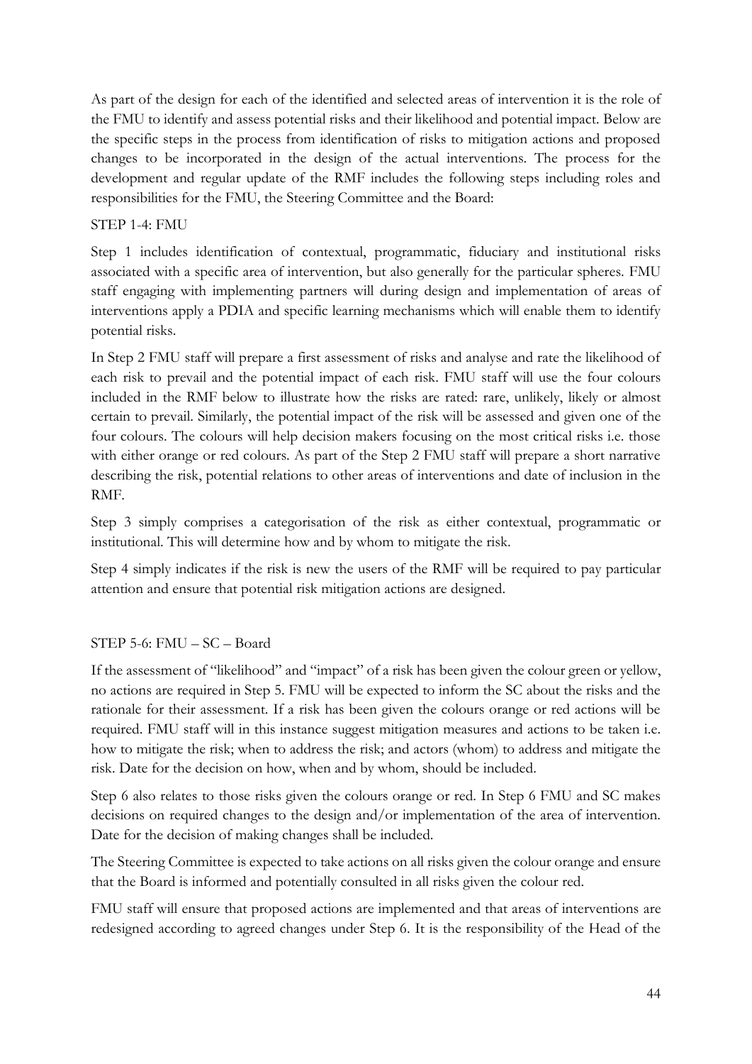As part of the design for each of the identified and selected areas of intervention it is the role of the FMU to identify and assess potential risks and their likelihood and potential impact. Below are the specific steps in the process from identification of risks to mitigation actions and proposed changes to be incorporated in the design of the actual interventions. The process for the development and regular update of the RMF includes the following steps including roles and responsibilities for the FMU, the Steering Committee and the Board:

STEP 1-4: FMU

Step 1 includes identification of contextual, programmatic, fiduciary and institutional risks associated with a specific area of intervention, but also generally for the particular spheres. FMU staff engaging with implementing partners will during design and implementation of areas of interventions apply a PDIA and specific learning mechanisms which will enable them to identify potential risks.

In Step 2 FMU staff will prepare a first assessment of risks and analyse and rate the likelihood of each risk to prevail and the potential impact of each risk. FMU staff will use the four colours included in the RMF below to illustrate how the risks are rated: rare, unlikely, likely or almost certain to prevail. Similarly, the potential impact of the risk will be assessed and given one of the four colours. The colours will help decision makers focusing on the most critical risks i.e. those with either orange or red colours. As part of the Step 2 FMU staff will prepare a short narrative describing the risk, potential relations to other areas of interventions and date of inclusion in the RMF.

Step 3 simply comprises a categorisation of the risk as either contextual, programmatic or institutional. This will determine how and by whom to mitigate the risk.

Step 4 simply indicates if the risk is new the users of the RMF will be required to pay particular attention and ensure that potential risk mitigation actions are designed.

STEP 5-6: FMU – SC – Board

If the assessment of "likelihood" and "impact" of a risk has been given the colour green or yellow, no actions are required in Step 5. FMU will be expected to inform the SC about the risks and the rationale for their assessment. If a risk has been given the colours orange or red actions will be required. FMU staff will in this instance suggest mitigation measures and actions to be taken i.e. how to mitigate the risk; when to address the risk; and actors (whom) to address and mitigate the risk. Date for the decision on how, when and by whom, should be included.

Step 6 also relates to those risks given the colours orange or red. In Step 6 FMU and SC makes decisions on required changes to the design and/or implementation of the area of intervention. Date for the decision of making changes shall be included.

The Steering Committee is expected to take actions on all risks given the colour orange and ensure that the Board is informed and potentially consulted in all risks given the colour red.

FMU staff will ensure that proposed actions are implemented and that areas of interventions are redesigned according to agreed changes under Step 6. It is the responsibility of the Head of the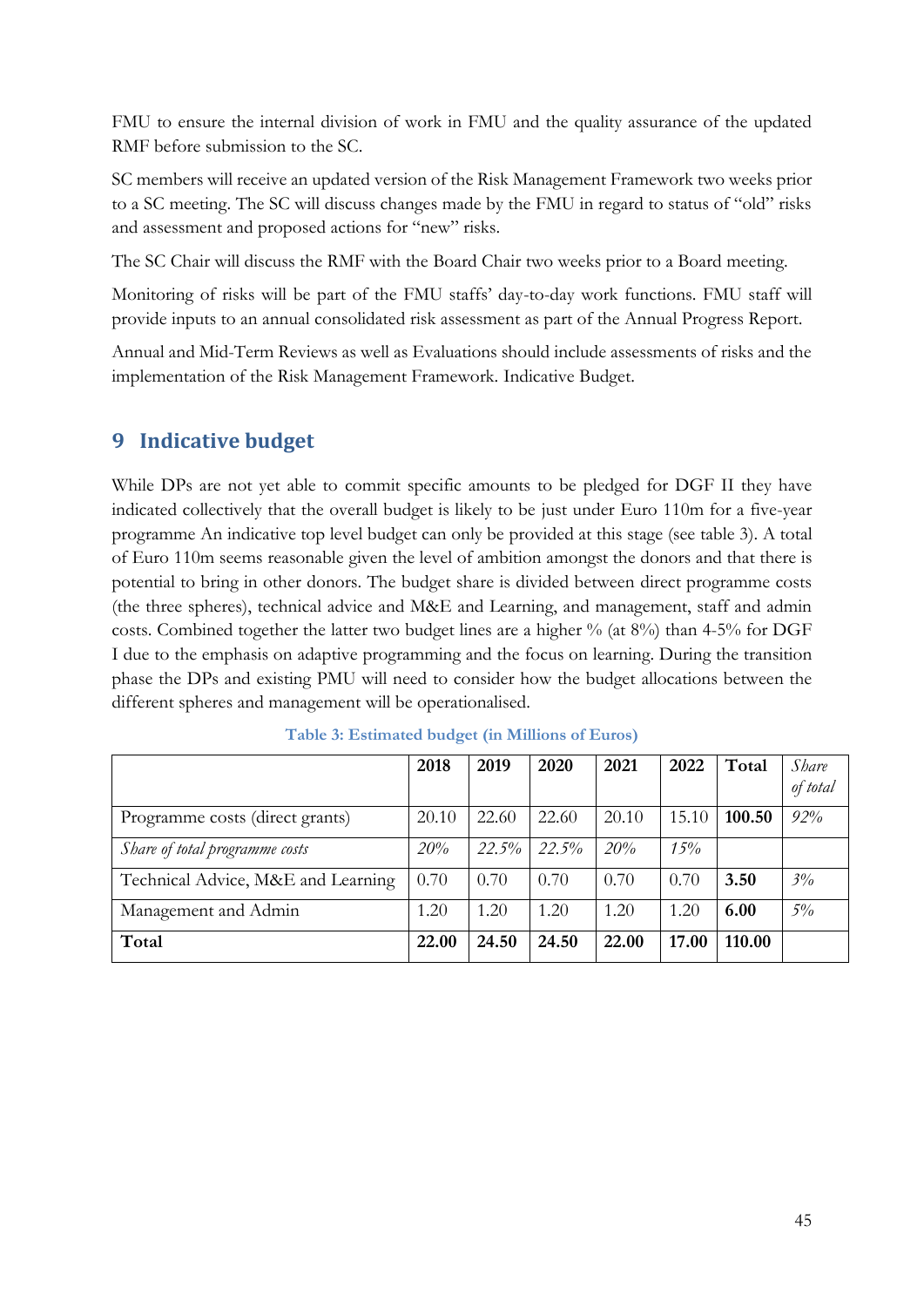FMU to ensure the internal division of work in FMU and the quality assurance of the updated RMF before submission to the SC.

SC members will receive an updated version of the Risk Management Framework two weeks prior to a SC meeting. The SC will discuss changes made by the FMU in regard to status of "old" risks and assessment and proposed actions for "new" risks.

The SC Chair will discuss the RMF with the Board Chair two weeks prior to a Board meeting.

Monitoring of risks will be part of the FMU staffs' day-to-day work functions. FMU staff will provide inputs to an annual consolidated risk assessment as part of the Annual Progress Report.

Annual and Mid-Term Reviews as well as Evaluations should include assessments of risks and the implementation of the Risk Management Framework. Indicative Budget.

# 9 Indicative budget

While DPs are not yet able to commit specific amounts to be pledged for DGF II they have indicated collectively that the overall budget is likely to be just under Euro 110m for a five-year programme An indicative top level budget can only be provided at this stage (see table 3). A total of Euro 110m seems reasonable given the level of ambition amongst the donors and that there is potential to bring in other donors. The budget share is divided between direct programme costs (the three spheres), technical advice and M&E and Learning, and management, staff and admin costs. Combined together the latter two budget lines are a higher % (at 8%) than 4-5% for DGF I due to the emphasis on adaptive programming and the focus on learning. During the transition phase the DPs and existing PMU will need to consider how the budget allocations between the different spheres and management will be operationalised.

**Table 3: Estimated budget (in Millions of Euros)**

| | **2018** | **2019** | **2020** | **2021** | **2022** | **Total** | *Share of total* |
|---|---|---|---|---|---|---|---|
| Programme costs (direct grants) | 20.10 | 22.60 | 22.60 | 20.10 | 15.10 | **100.50** | *92%* |
| *Share of total programme costs* | *20%* | *22.5%* | *22.5%* | *20%* | *15%* | | |
| Technical Advice, M&E and Learning | 0.70 | 0.70 | 0.70 | 0.70 | 0.70 | **3.50** | *3%* |
| Management and Admin | 1.20 | 1.20 | 1.20 | 1.20 | 1.20 | **6.00** | *5%* |
| **Total** | **22.00** | **24.50** | **24.50** | **22.00** | **17.00** | **110.00** | |